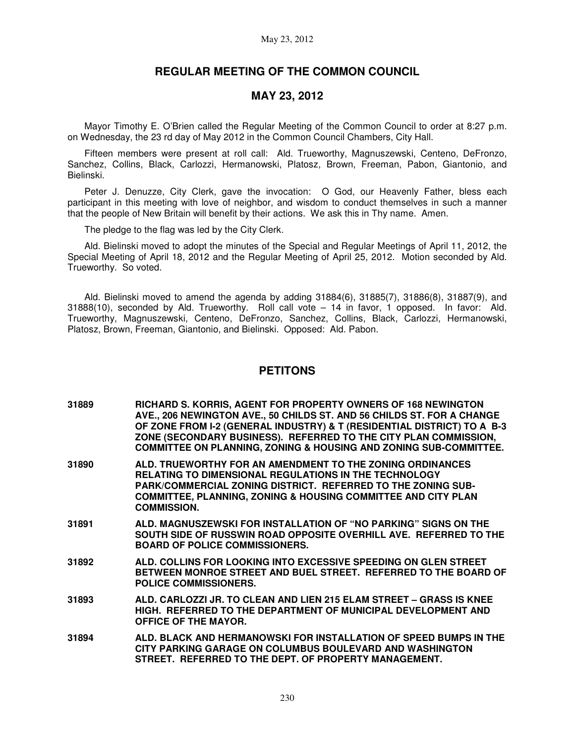# REGULAR MEETING OF THE COMMON COUNCIL

## MAY 23, 2012

Mayor Timothy E. O'Brien called the Regular Meeting of the Common Council to order at 8:27 p.m. on Wednesday, the 23 rd day of May 2012 in the Common Council Chambers, City Hall.

Fifteen members were present at roll call: Ald. Trueworthy, Magnuszewski, Centeno, DeFronzo, Sanchez, Collins, Black, Carlozzi, Hermanowski, Platosz, Brown, Freeman, Pabon, Giantonio, and Bielinski.

Peter J. Denuzze, City Clerk, gave the invocation: O God, our Heavenly Father, bless each participant in this meeting with love of neighbor, and wisdom to conduct themselves in such a manner that the people of New Britain will benefit by their actions. We ask this in Thy name. Amen.

The pledge to the flag was led by the City Clerk.

Ald. Bielinski moved to adopt the minutes of the Special and Regular Meetings of April 11, 2012, the Special Meeting of April 18, 2012 and the Regular Meeting of April 25, 2012. Motion seconded by Ald. Trueworthy. So voted.

Ald. Bielinski moved to amend the agenda by adding 31884(6), 31885(7), 31886(8), 31887(9), and 31888(10), seconded by Ald. Trueworthy. Roll call vote – 14 in favor, 1 opposed. In favor: Ald. Trueworthy, Magnuszewski, Centeno, DeFronzo, Sanchez, Collins, Black, Carlozzi, Hermanowski, Platosz, Brown, Freeman, Giantonio, and Bielinski. Opposed: Ald. Pabon.

## PETITONS

**31889** **RICHARD S. KORRIS, AGENT FOR PROPERTY OWNERS OF 168 NEWINGTON AVE., 206 NEWINGTON AVE., 50 CHILDS ST. AND 56 CHILDS ST. FOR A CHANGE OF ZONE FROM I-2 (GENERAL INDUSTRY) & T (RESIDENTIAL DISTRICT) TO A B-3 ZONE (SECONDARY BUSINESS). REFERRED TO THE CITY PLAN COMMISSION, COMMITTEE ON PLANNING, ZONING & HOUSING AND ZONING SUB-COMMITTEE.**

**31890** **ALD. TRUEWORTHY FOR AN AMENDMENT TO THE ZONING ORDINANCES RELATING TO DIMENSIONAL REGULATIONS IN THE TECHNOLOGY PARK/COMMERCIAL ZONING DISTRICT. REFERRED TO THE ZONING SUB-COMMITTEE, PLANNING, ZONING & HOUSING COMMITTEE AND CITY PLAN COMMISSION.**

**31891** **ALD. MAGNUSZEWSKI FOR INSTALLATION OF "NO PARKING" SIGNS ON THE SOUTH SIDE OF RUSSWIN ROAD OPPOSITE OVERHILL AVE. REFERRED TO THE BOARD OF POLICE COMMISSIONERS.**

**31892** **ALD. COLLINS FOR LOOKING INTO EXCESSIVE SPEEDING ON GLEN STREET BETWEEN MONROE STREET AND BUEL STREET. REFERRED TO THE BOARD OF POLICE COMMISSIONERS.**

**31893** **ALD. CARLOZZI JR. TO CLEAN AND LIEN 215 ELAM STREET – GRASS IS KNEE HIGH. REFERRED TO THE DEPARTMENT OF MUNICIPAL DEVELOPMENT AND OFFICE OF THE MAYOR.**

**31894** **ALD. BLACK AND HERMANOWSKI FOR INSTALLATION OF SPEED BUMPS IN THE CITY PARKING GARAGE ON COLUMBUS BOULEVARD AND WASHINGTON STREET. REFERRED TO THE DEPT. OF PROPERTY MANAGEMENT.**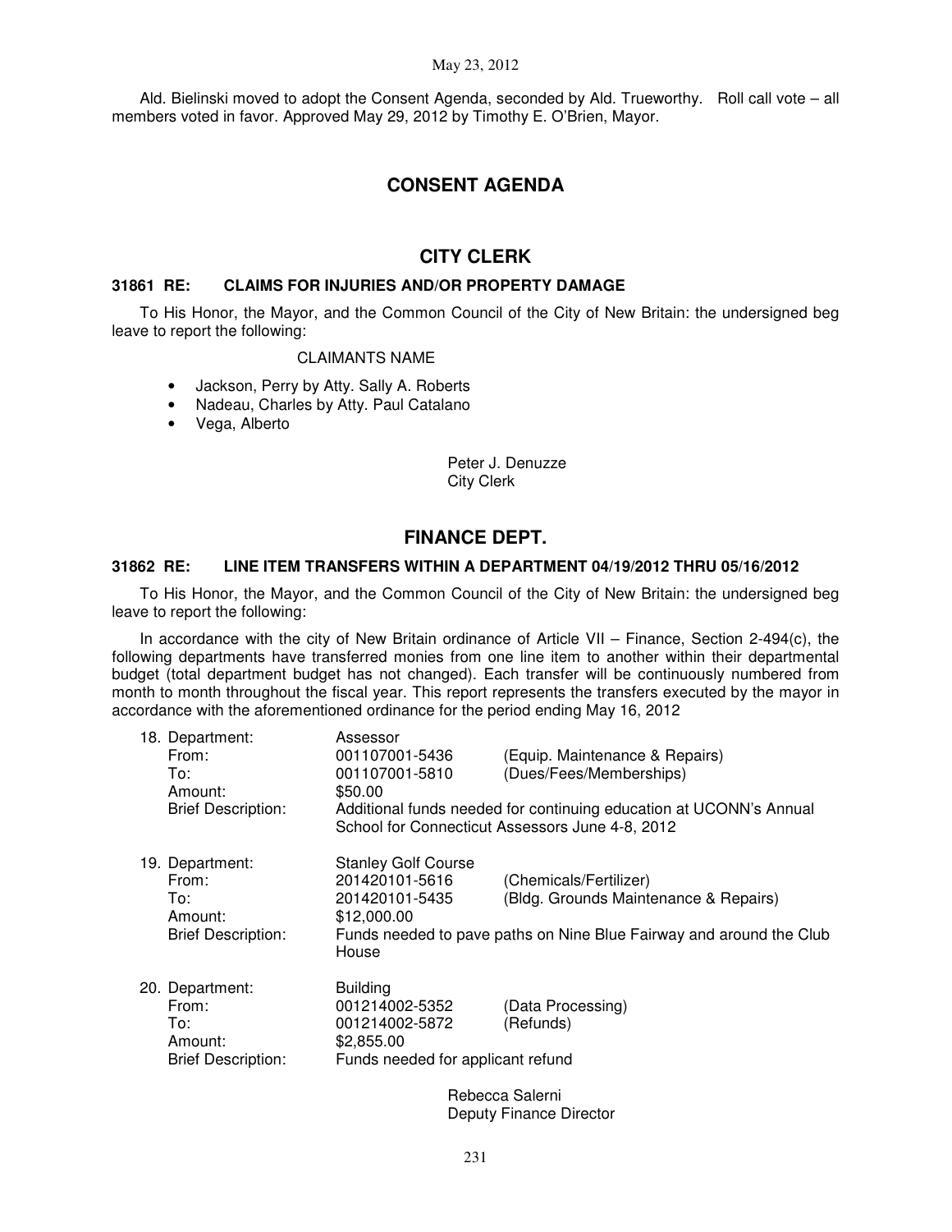Ald. Bielinski moved to adopt the Consent Agenda, seconded by Ald. Trueworthy. Roll call vote – all members voted in favor. Approved May 29, 2012 by Timothy E. O'Brien, Mayor.

# CONSENT AGENDA

## CITY CLERK

### 31861 RE: CLAIMS FOR INJURIES AND/OR PROPERTY DAMAGE

To His Honor, the Mayor, and the Common Council of the City of New Britain: the undersigned beg leave to report the following:

CLAIMANTS NAME

- Jackson, Perry by Atty. Sally A. Roberts
- Nadeau, Charles by Atty. Paul Catalano
- Vega, Alberto

Peter J. Denuzze
City Clerk

## FINANCE DEPT.

### 31862 RE: LINE ITEM TRANSFERS WITHIN A DEPARTMENT 04/19/2012 THRU 05/16/2012

To His Honor, the Mayor, and the Common Council of the City of New Britain: the undersigned beg leave to report the following:

In accordance with the city of New Britain ordinance of Article VII – Finance, Section 2-494(c), the following departments have transferred monies from one line item to another within their departmental budget (total department budget has not changed). Each transfer will be continuously numbered from month to month throughout the fiscal year. This report represents the transfers executed by the mayor in accordance with the aforementioned ordinance for the period ending May 16, 2012

18. Department: Assessor
    From: 001107001-5436 (Equip. Maintenance & Repairs)
    To: 001107001-5810 (Dues/Fees/Memberships)
    Amount: $50.00
    Brief Description: Additional funds needed for continuing education at UCONN's Annual School for Connecticut Assessors June 4-8, 2012

19. Department: Stanley Golf Course
    From: 201420101-5616 (Chemicals/Fertilizer)
    To: 201420101-5435 (Bldg. Grounds Maintenance & Repairs)
    Amount: $12,000.00
    Brief Description: Funds needed to pave paths on Nine Blue Fairway and around the Club House

20. Department: Building
    From: 001214002-5352 (Data Processing)
    To: 001214002-5872 (Refunds)
    Amount: $2,855.00
    Brief Description: Funds needed for applicant refund

Rebecca Salerni
Deputy Finance Director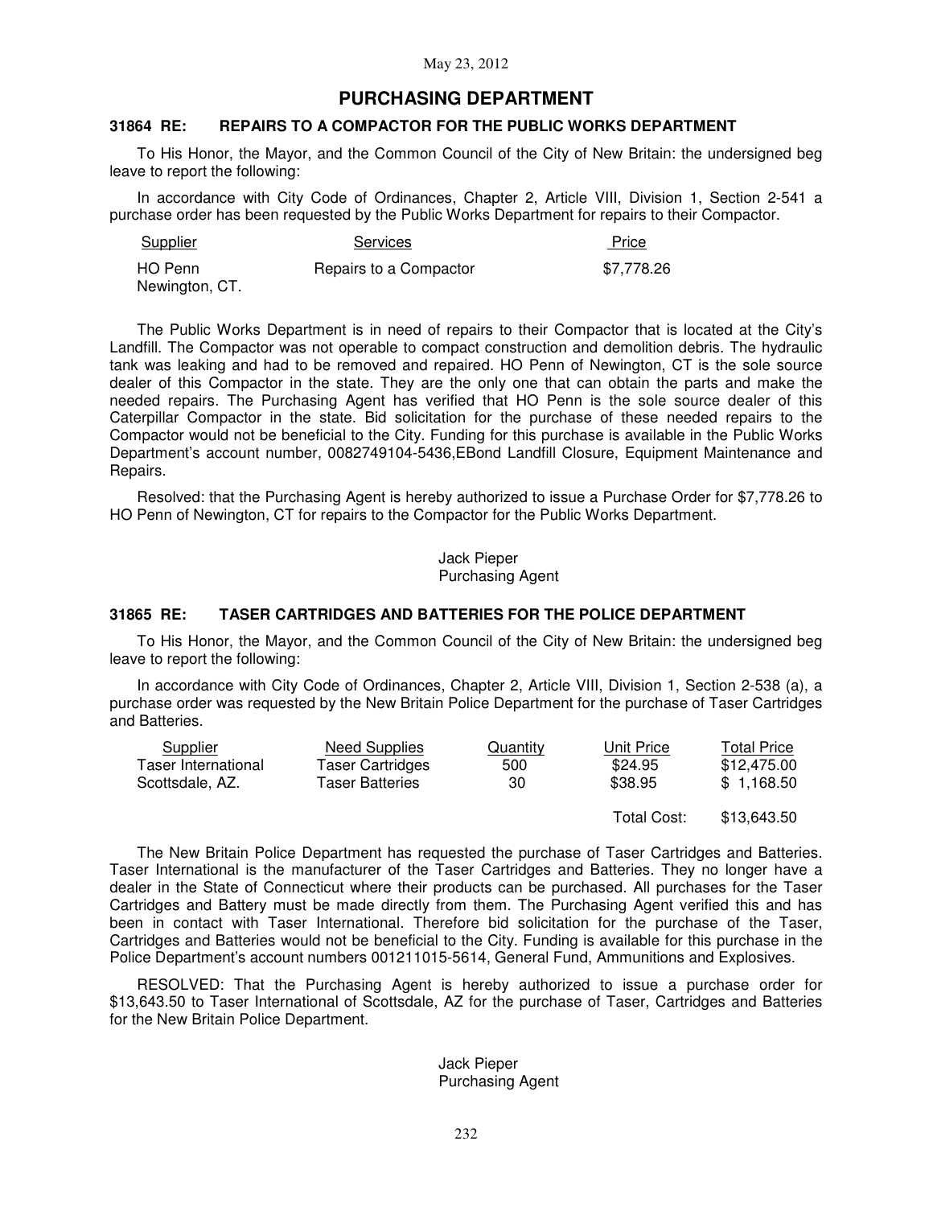May 23, 2012

# PURCHASING DEPARTMENT

## 31864 RE: REPAIRS TO A COMPACTOR FOR THE PUBLIC WORKS DEPARTMENT

To His Honor, the Mayor, and the Common Council of the City of New Britain: the undersigned beg leave to report the following:

In accordance with City Code of Ordinances, Chapter 2, Article VIII, Division 1, Section 2-541 a purchase order has been requested by the Public Works Department for repairs to their Compactor.

| Supplier | Services | Price |
|---|---|---|
| HO Penn<br>Newington, CT. | Repairs to a Compactor | $7,778.26 |

The Public Works Department is in need of repairs to their Compactor that is located at the City's Landfill. The Compactor was not operable to compact construction and demolition debris. The hydraulic tank was leaking and had to be removed and repaired. HO Penn of Newington, CT is the sole source dealer of this Compactor in the state. They are the only one that can obtain the parts and make the needed repairs. The Purchasing Agent has verified that HO Penn is the sole source dealer of this Caterpillar Compactor in the state. Bid solicitation for the purchase of these needed repairs to the Compactor would not be beneficial to the City. Funding for this purchase is available in the Public Works Department's account number, 0082749104-5436,EBond Landfill Closure, Equipment Maintenance and Repairs.

Resolved: that the Purchasing Agent is hereby authorized to issue a Purchase Order for $7,778.26 to HO Penn of Newington, CT for repairs to the Compactor for the Public Works Department.

Jack Pieper
Purchasing Agent

## 31865 RE: TASER CARTRIDGES AND BATTERIES FOR THE POLICE DEPARTMENT

To His Honor, the Mayor, and the Common Council of the City of New Britain: the undersigned beg leave to report the following:

In accordance with City Code of Ordinances, Chapter 2, Article VIII, Division 1, Section 2-538 (a), a purchase order was requested by the New Britain Police Department for the purchase of Taser Cartridges and Batteries.

| Supplier | Need Supplies | Quantity | Unit Price | Total Price |
|---|---|---|---|---|
| Taser International | Taser Cartridges | 500 | $24.95 | $12,475.00 |
| Scottsdale, AZ. | Taser Batteries | 30 | $38.95 | $ 1,168.50 |
| | | | Total Cost: | $13,643.50 |

The New Britain Police Department has requested the purchase of Taser Cartridges and Batteries. Taser International is the manufacturer of the Taser Cartridges and Batteries. They no longer have a dealer in the State of Connecticut where their products can be purchased. All purchases for the Taser Cartridges and Battery must be made directly from them. The Purchasing Agent verified this and has been in contact with Taser International. Therefore bid solicitation for the purchase of the Taser, Cartridges and Batteries would not be beneficial to the City. Funding is available for this purchase in the Police Department's account numbers 001211015-5614, General Fund, Ammunitions and Explosives.

RESOLVED: That the Purchasing Agent is hereby authorized to issue a purchase order for $13,643.50 to Taser International of Scottsdale, AZ for the purchase of Taser, Cartridges and Batteries for the New Britain Police Department.

Jack Pieper
Purchasing Agent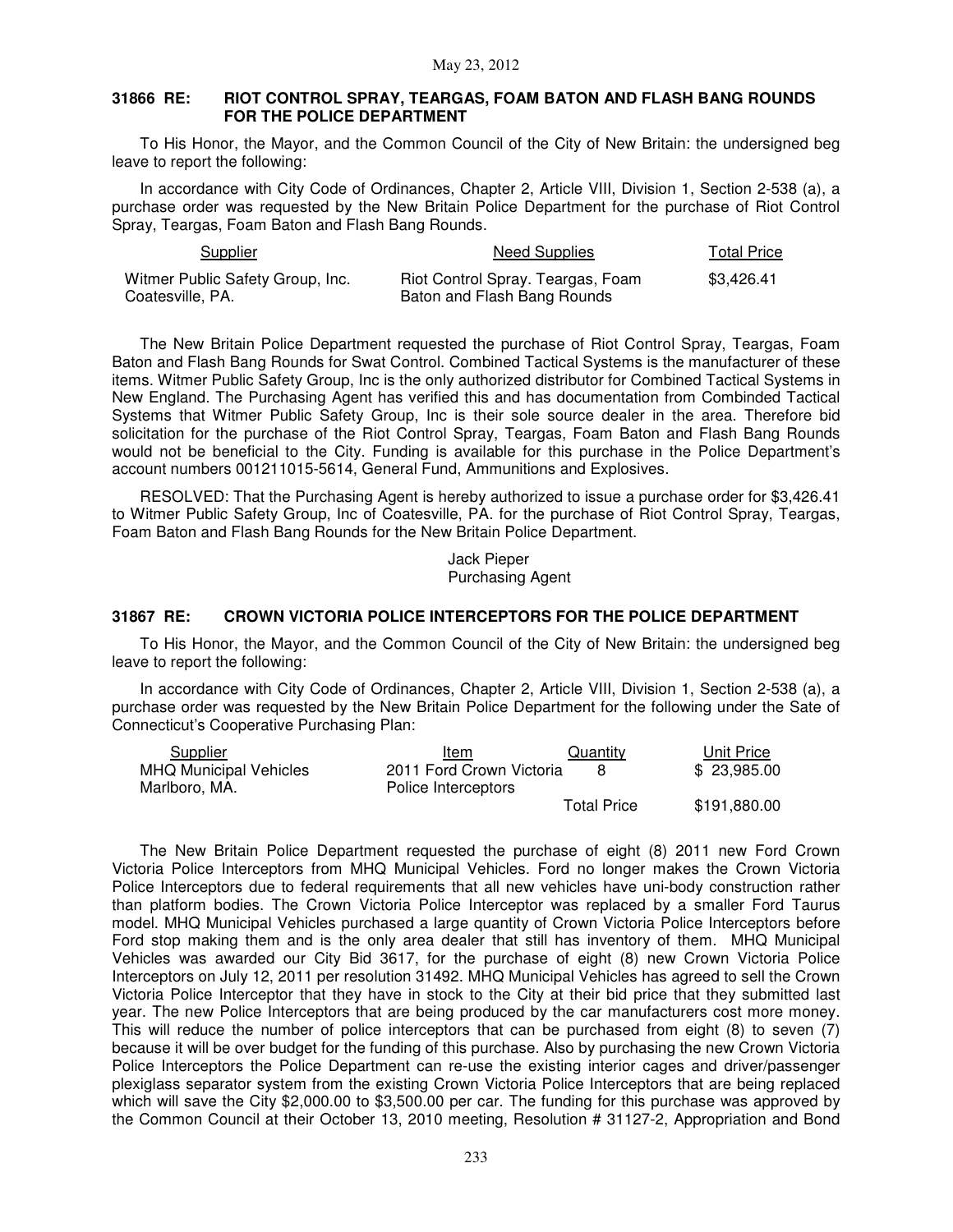May 23, 2012

### 31866 RE: RIOT CONTROL SPRAY, TEARGAS, FOAM BATON AND FLASH BANG ROUNDS FOR THE POLICE DEPARTMENT

To His Honor, the Mayor, and the Common Council of the City of New Britain: the undersigned beg leave to report the following:

In accordance with City Code of Ordinances, Chapter 2, Article VIII, Division 1, Section 2-538 (a), a purchase order was requested by the New Britain Police Department for the purchase of Riot Control Spray, Teargas, Foam Baton and Flash Bang Rounds.

| Supplier | Need Supplies | Total Price |
|---|---|---|
| Witmer Public Safety Group, Inc. Coatesville, PA. | Riot Control Spray. Teargas, Foam Baton and Flash Bang Rounds | $3,426.41 |

The New Britain Police Department requested the purchase of Riot Control Spray, Teargas, Foam Baton and Flash Bang Rounds for Swat Control. Combined Tactical Systems is the manufacturer of these items. Witmer Public Safety Group, Inc is the only authorized distributor for Combined Tactical Systems in New England. The Purchasing Agent has verified this and has documentation from Combinded Tactical Systems that Witmer Public Safety Group, Inc is their sole source dealer in the area. Therefore bid solicitation for the purchase of the Riot Control Spray, Teargas, Foam Baton and Flash Bang Rounds would not be beneficial to the City. Funding is available for this purchase in the Police Department's account numbers 001211015-5614, General Fund, Ammunitions and Explosives.

RESOLVED: That the Purchasing Agent is hereby authorized to issue a purchase order for $3,426.41 to Witmer Public Safety Group, Inc of Coatesville, PA. for the purchase of Riot Control Spray, Teargas, Foam Baton and Flash Bang Rounds for the New Britain Police Department.

Jack Pieper
Purchasing Agent

### 31867 RE: CROWN VICTORIA POLICE INTERCEPTORS FOR THE POLICE DEPARTMENT

To His Honor, the Mayor, and the Common Council of the City of New Britain: the undersigned beg leave to report the following:

In accordance with City Code of Ordinances, Chapter 2, Article VIII, Division 1, Section 2-538 (a), a purchase order was requested by the New Britain Police Department for the following under the Sate of Connecticut's Cooperative Purchasing Plan:

| Supplier | Item | Quantity | Unit Price |
|---|---|---|---|
| MHQ Municipal Vehicles Marlboro, MA. | 2011 Ford Crown Victoria Police Interceptors | 8 | $ 23,985.00 |
| | | Total Price | $191,880.00 |

The New Britain Police Department requested the purchase of eight (8) 2011 new Ford Crown Victoria Police Interceptors from MHQ Municipal Vehicles. Ford no longer makes the Crown Victoria Police Interceptors due to federal requirements that all new vehicles have uni-body construction rather than platform bodies. The Crown Victoria Police Interceptor was replaced by a smaller Ford Taurus model. MHQ Municipal Vehicles purchased a large quantity of Crown Victoria Police Interceptors before Ford stop making them and is the only area dealer that still has inventory of them. MHQ Municipal Vehicles was awarded our City Bid 3617, for the purchase of eight (8) new Crown Victoria Police Interceptors on July 12, 2011 per resolution 31492. MHQ Municipal Vehicles has agreed to sell the Crown Victoria Police Interceptor that they have in stock to the City at their bid price that they submitted last year. The new Police Interceptors that are being produced by the car manufacturers cost more money. This will reduce the number of police interceptors that can be purchased from eight (8) to seven (7) because it will be over budget for the funding of this purchase. Also by purchasing the new Crown Victoria Police Interceptors the Police Department can re-use the existing interior cages and driver/passenger plexiglass separator system from the existing Crown Victoria Police Interceptors that are being replaced which will save the City $2,000.00 to $3,500.00 per car. The funding for this purchase was approved by the Common Council at their October 13, 2010 meeting, Resolution # 31127-2, Appropriation and Bond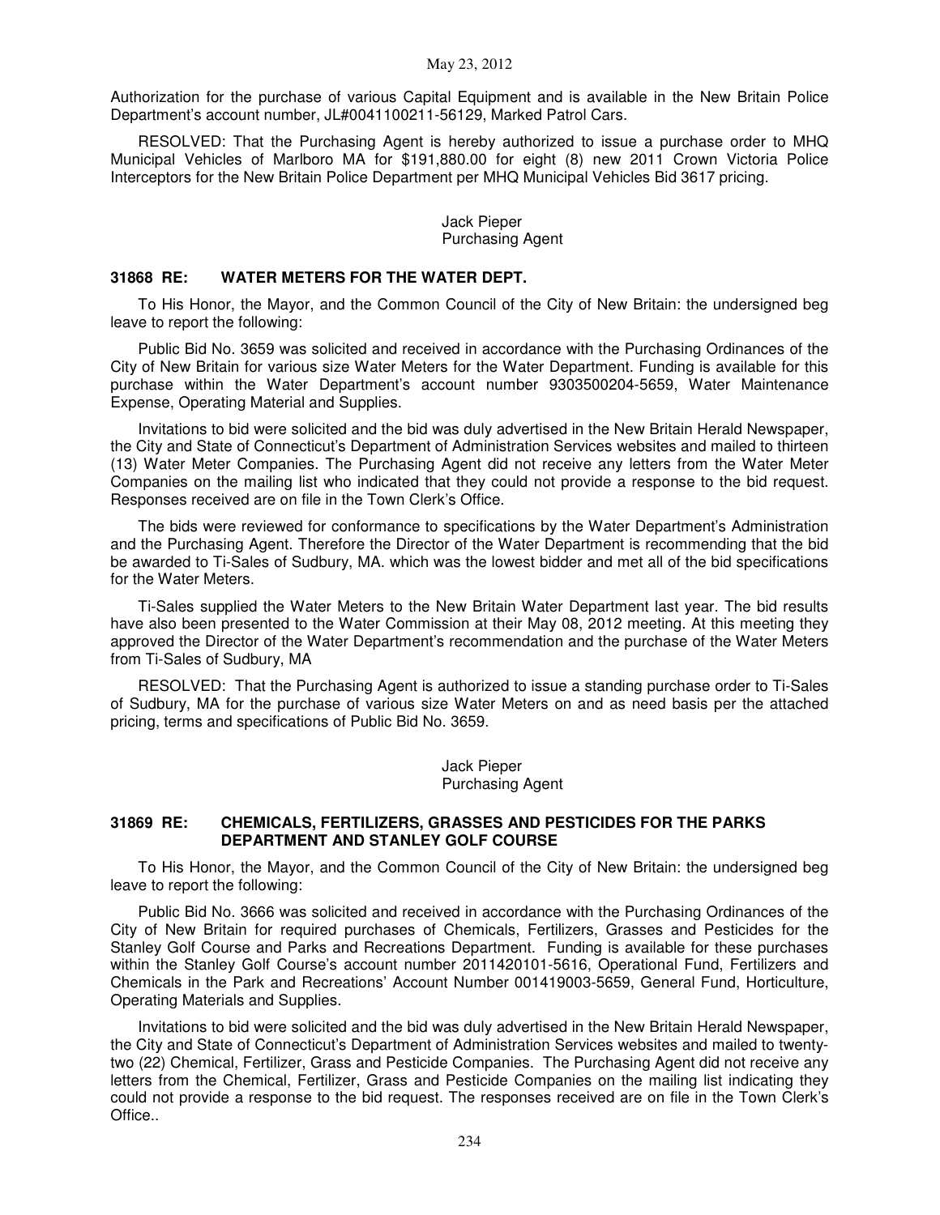Authorization for the purchase of various Capital Equipment and is available in the New Britain Police Department's account number, JL#0041100211-56129, Marked Patrol Cars.

RESOLVED: That the Purchasing Agent is hereby authorized to issue a purchase order to MHQ Municipal Vehicles of Marlboro MA for $191,880.00 for eight (8) new 2011 Crown Victoria Police Interceptors for the New Britain Police Department per MHQ Municipal Vehicles Bid 3617 pricing.

Jack Pieper
Purchasing Agent

### 31868 RE: WATER METERS FOR THE WATER DEPT.

To His Honor, the Mayor, and the Common Council of the City of New Britain: the undersigned beg leave to report the following:

Public Bid No. 3659 was solicited and received in accordance with the Purchasing Ordinances of the City of New Britain for various size Water Meters for the Water Department. Funding is available for this purchase within the Water Department's account number 9303500204-5659, Water Maintenance Expense, Operating Material and Supplies.

Invitations to bid were solicited and the bid was duly advertised in the New Britain Herald Newspaper, the City and State of Connecticut's Department of Administration Services websites and mailed to thirteen (13) Water Meter Companies. The Purchasing Agent did not receive any letters from the Water Meter Companies on the mailing list who indicated that they could not provide a response to the bid request. Responses received are on file in the Town Clerk's Office.

The bids were reviewed for conformance to specifications by the Water Department's Administration and the Purchasing Agent. Therefore the Director of the Water Department is recommending that the bid be awarded to Ti-Sales of Sudbury, MA. which was the lowest bidder and met all of the bid specifications for the Water Meters.

Ti-Sales supplied the Water Meters to the New Britain Water Department last year. The bid results have also been presented to the Water Commission at their May 08, 2012 meeting. At this meeting they approved the Director of the Water Department's recommendation and the purchase of the Water Meters from Ti-Sales of Sudbury, MA

RESOLVED: That the Purchasing Agent is authorized to issue a standing purchase order to Ti-Sales of Sudbury, MA for the purchase of various size Water Meters on and as need basis per the attached pricing, terms and specifications of Public Bid No. 3659.

Jack Pieper
Purchasing Agent

### 31869 RE: CHEMICALS, FERTILIZERS, GRASSES AND PESTICIDES FOR THE PARKS DEPARTMENT AND STANLEY GOLF COURSE

To His Honor, the Mayor, and the Common Council of the City of New Britain: the undersigned beg leave to report the following:

Public Bid No. 3666 was solicited and received in accordance with the Purchasing Ordinances of the City of New Britain for required purchases of Chemicals, Fertilizers, Grasses and Pesticides for the Stanley Golf Course and Parks and Recreations Department. Funding is available for these purchases within the Stanley Golf Course's account number 2011420101-5616, Operational Fund, Fertilizers and Chemicals in the Park and Recreations' Account Number 001419003-5659, General Fund, Horticulture, Operating Materials and Supplies.

Invitations to bid were solicited and the bid was duly advertised in the New Britain Herald Newspaper, the City and State of Connecticut's Department of Administration Services websites and mailed to twenty-two (22) Chemical, Fertilizer, Grass and Pesticide Companies. The Purchasing Agent did not receive any letters from the Chemical, Fertilizer, Grass and Pesticide Companies on the mailing list indicating they could not provide a response to the bid request. The responses received are on file in the Town Clerk's Office..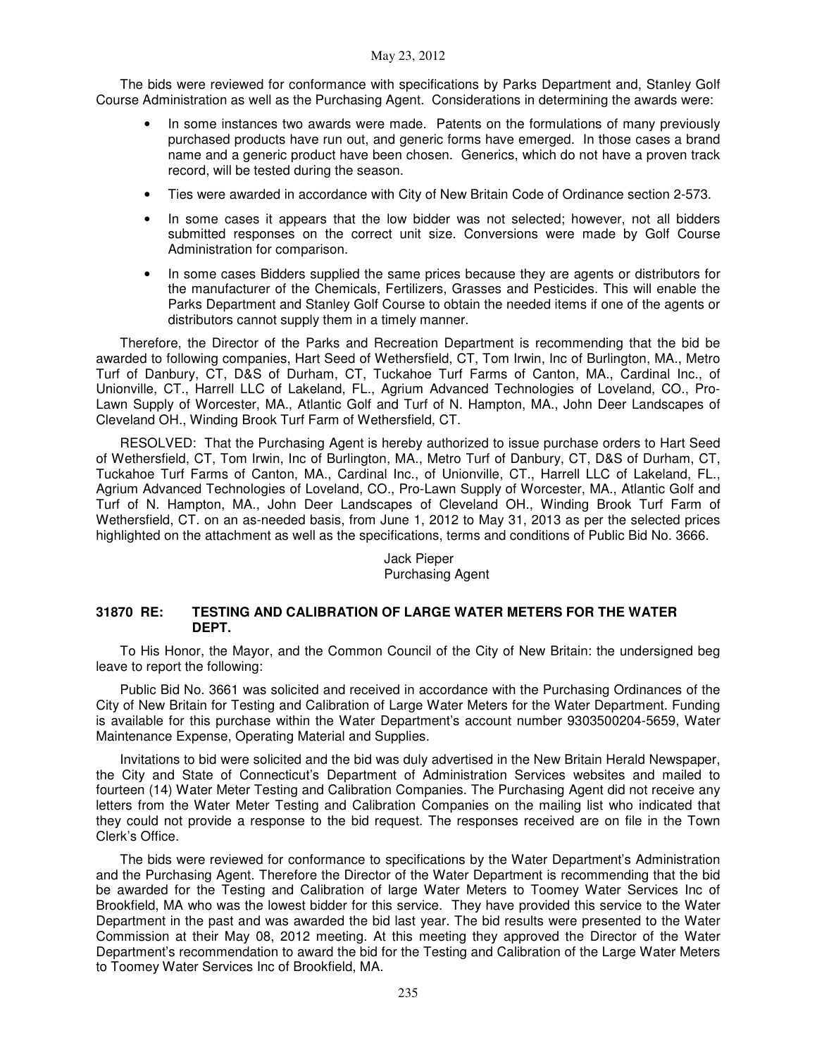The bids were reviewed for conformance with specifications by Parks Department and, Stanley Golf Course Administration as well as the Purchasing Agent. Considerations in determining the awards were:

- In some instances two awards were made. Patents on the formulations of many previously purchased products have run out, and generic forms have emerged. In those cases a brand name and a generic product have been chosen. Generics, which do not have a proven track record, will be tested during the season.
- Ties were awarded in accordance with City of New Britain Code of Ordinance section 2-573.
- In some cases it appears that the low bidder was not selected; however, not all bidders submitted responses on the correct unit size. Conversions were made by Golf Course Administration for comparison.
- In some cases Bidders supplied the same prices because they are agents or distributors for the manufacturer of the Chemicals, Fertilizers, Grasses and Pesticides. This will enable the Parks Department and Stanley Golf Course to obtain the needed items if one of the agents or distributors cannot supply them in a timely manner.

Therefore, the Director of the Parks and Recreation Department is recommending that the bid be awarded to following companies, Hart Seed of Wethersfield, CT, Tom Irwin, Inc of Burlington, MA., Metro Turf of Danbury, CT, D&S of Durham, CT, Tuckahoe Turf Farms of Canton, MA., Cardinal Inc., of Unionville, CT., Harrell LLC of Lakeland, FL., Agrium Advanced Technologies of Loveland, CO., Pro-Lawn Supply of Worcester, MA., Atlantic Golf and Turf of N. Hampton, MA., John Deer Landscapes of Cleveland OH., Winding Brook Turf Farm of Wethersfield, CT.

RESOLVED: That the Purchasing Agent is hereby authorized to issue purchase orders to Hart Seed of Wethersfield, CT, Tom Irwin, Inc of Burlington, MA., Metro Turf of Danbury, CT, D&S of Durham, CT, Tuckahoe Turf Farms of Canton, MA., Cardinal Inc., of Unionville, CT., Harrell LLC of Lakeland, FL., Agrium Advanced Technologies of Loveland, CO., Pro-Lawn Supply of Worcester, MA., Atlantic Golf and Turf of N. Hampton, MA., John Deer Landscapes of Cleveland OH., Winding Brook Turf Farm of Wethersfield, CT. on an as-needed basis, from June 1, 2012 to May 31, 2013 as per the selected prices highlighted on the attachment as well as the specifications, terms and conditions of Public Bid No. 3666.

Jack Pieper
Purchasing Agent

### 31870 RE: TESTING AND CALIBRATION OF LARGE WATER METERS FOR THE WATER DEPT.

To His Honor, the Mayor, and the Common Council of the City of New Britain: the undersigned beg leave to report the following:

Public Bid No. 3661 was solicited and received in accordance with the Purchasing Ordinances of the City of New Britain for Testing and Calibration of Large Water Meters for the Water Department. Funding is available for this purchase within the Water Department's account number 9303500204-5659, Water Maintenance Expense, Operating Material and Supplies.

Invitations to bid were solicited and the bid was duly advertised in the New Britain Herald Newspaper, the City and State of Connecticut's Department of Administration Services websites and mailed to fourteen (14) Water Meter Testing and Calibration Companies. The Purchasing Agent did not receive any letters from the Water Meter Testing and Calibration Companies on the mailing list who indicated that they could not provide a response to the bid request. The responses received are on file in the Town Clerk's Office.

The bids were reviewed for conformance to specifications by the Water Department's Administration and the Purchasing Agent. Therefore the Director of the Water Department is recommending that the bid be awarded for the Testing and Calibration of large Water Meters to Toomey Water Services Inc of Brookfield, MA who was the lowest bidder for this service. They have provided this service to the Water Department in the past and was awarded the bid last year. The bid results were presented to the Water Commission at their May 08, 2012 meeting. At this meeting they approved the Director of the Water Department's recommendation to award the bid for the Testing and Calibration of the Large Water Meters to Toomey Water Services Inc of Brookfield, MA.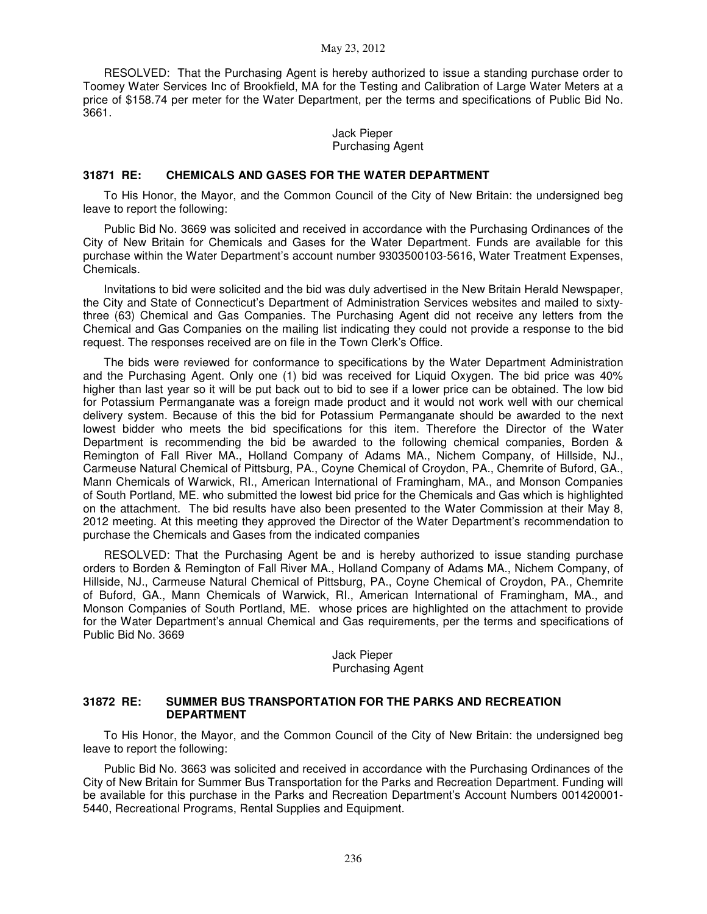RESOLVED: That the Purchasing Agent is hereby authorized to issue a standing purchase order to Toomey Water Services Inc of Brookfield, MA for the Testing and Calibration of Large Water Meters at a price of $158.74 per meter for the Water Department, per the terms and specifications of Public Bid No. 3661.

Jack Pieper
Purchasing Agent

### 31871 RE: CHEMICALS AND GASES FOR THE WATER DEPARTMENT

To His Honor, the Mayor, and the Common Council of the City of New Britain: the undersigned beg leave to report the following:

Public Bid No. 3669 was solicited and received in accordance with the Purchasing Ordinances of the City of New Britain for Chemicals and Gases for the Water Department. Funds are available for this purchase within the Water Department's account number 9303500103-5616, Water Treatment Expenses, Chemicals.

Invitations to bid were solicited and the bid was duly advertised in the New Britain Herald Newspaper, the City and State of Connecticut's Department of Administration Services websites and mailed to sixty-three (63) Chemical and Gas Companies. The Purchasing Agent did not receive any letters from the Chemical and Gas Companies on the mailing list indicating they could not provide a response to the bid request. The responses received are on file in the Town Clerk's Office.

The bids were reviewed for conformance to specifications by the Water Department Administration and the Purchasing Agent. Only one (1) bid was received for Liquid Oxygen. The bid price was 40% higher than last year so it will be put back out to bid to see if a lower price can be obtained. The low bid for Potassium Permanganate was a foreign made product and it would not work well with our chemical delivery system. Because of this the bid for Potassium Permanganate should be awarded to the next lowest bidder who meets the bid specifications for this item. Therefore the Director of the Water Department is recommending the bid be awarded to the following chemical companies, Borden & Remington of Fall River MA., Holland Company of Adams MA., Nichem Company, of Hillside, NJ., Carmeuse Natural Chemical of Pittsburg, PA., Coyne Chemical of Croydon, PA., Chemrite of Buford, GA., Mann Chemicals of Warwick, RI., American International of Framingham, MA., and Monson Companies of South Portland, ME. who submitted the lowest bid price for the Chemicals and Gas which is highlighted on the attachment. The bid results have also been presented to the Water Commission at their May 8, 2012 meeting. At this meeting they approved the Director of the Water Department's recommendation to purchase the Chemicals and Gases from the indicated companies

RESOLVED: That the Purchasing Agent be and is hereby authorized to issue standing purchase orders to Borden & Remington of Fall River MA., Holland Company of Adams MA., Nichem Company, of Hillside, NJ., Carmeuse Natural Chemical of Pittsburg, PA., Coyne Chemical of Croydon, PA., Chemrite of Buford, GA., Mann Chemicals of Warwick, RI., American International of Framingham, MA., and Monson Companies of South Portland, ME. whose prices are highlighted on the attachment to provide for the Water Department's annual Chemical and Gas requirements, per the terms and specifications of Public Bid No. 3669

Jack Pieper
Purchasing Agent

### 31872 RE: SUMMER BUS TRANSPORTATION FOR THE PARKS AND RECREATION DEPARTMENT

To His Honor, the Mayor, and the Common Council of the City of New Britain: the undersigned beg leave to report the following:

Public Bid No. 3663 was solicited and received in accordance with the Purchasing Ordinances of the City of New Britain for Summer Bus Transportation for the Parks and Recreation Department. Funding will be available for this purchase in the Parks and Recreation Department's Account Numbers 001420001-5440, Recreational Programs, Rental Supplies and Equipment.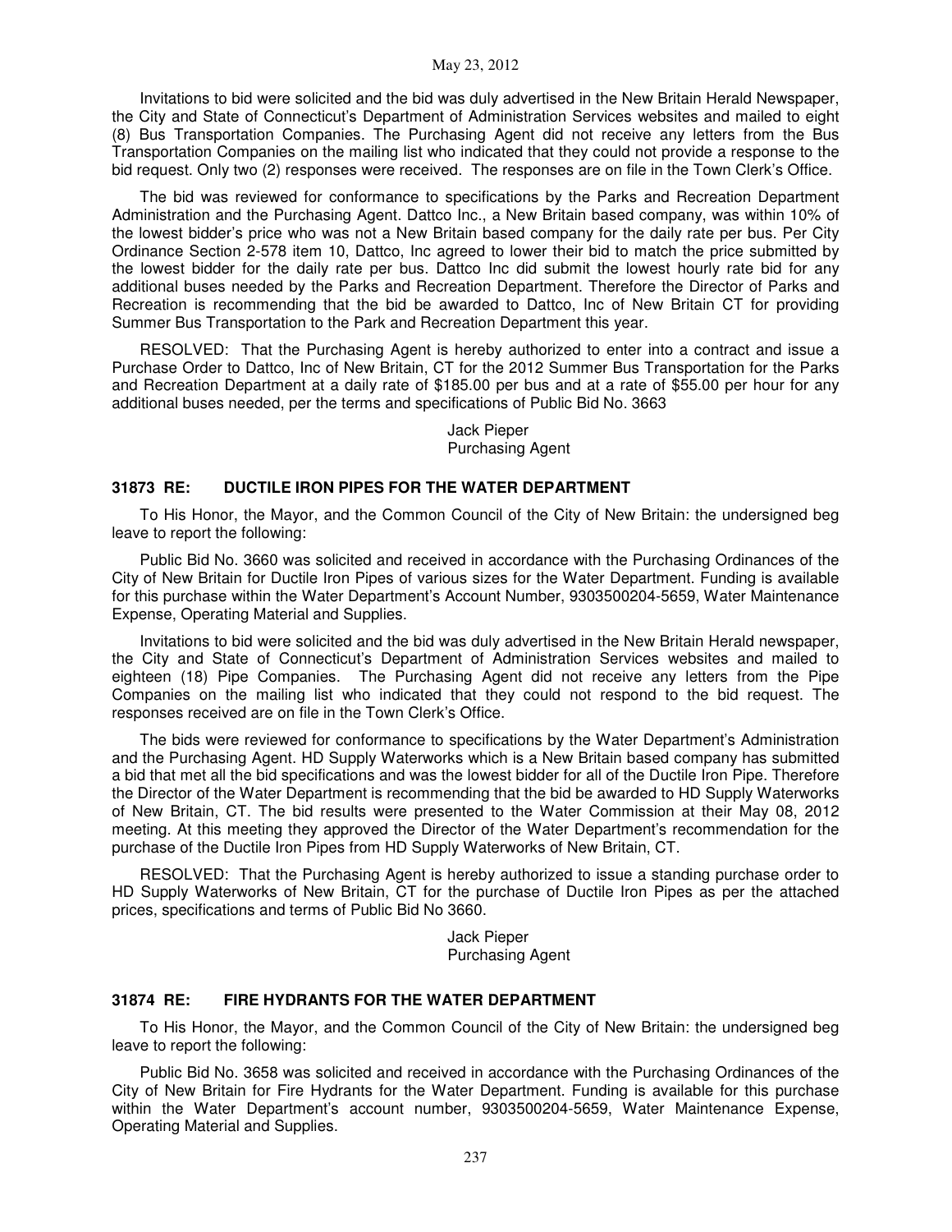Invitations to bid were solicited and the bid was duly advertised in the New Britain Herald Newspaper, the City and State of Connecticut's Department of Administration Services websites and mailed to eight (8) Bus Transportation Companies. The Purchasing Agent did not receive any letters from the Bus Transportation Companies on the mailing list who indicated that they could not provide a response to the bid request. Only two (2) responses were received. The responses are on file in the Town Clerk's Office.

The bid was reviewed for conformance to specifications by the Parks and Recreation Department Administration and the Purchasing Agent. Dattco Inc., a New Britain based company, was within 10% of the lowest bidder's price who was not a New Britain based company for the daily rate per bus. Per City Ordinance Section 2-578 item 10, Dattco, Inc agreed to lower their bid to match the price submitted by the lowest bidder for the daily rate per bus. Dattco Inc did submit the lowest hourly rate bid for any additional buses needed by the Parks and Recreation Department. Therefore the Director of Parks and Recreation is recommending that the bid be awarded to Dattco, Inc of New Britain CT for providing Summer Bus Transportation to the Park and Recreation Department this year.

RESOLVED: That the Purchasing Agent is hereby authorized to enter into a contract and issue a Purchase Order to Dattco, Inc of New Britain, CT for the 2012 Summer Bus Transportation for the Parks and Recreation Department at a daily rate of $185.00 per bus and at a rate of $55.00 per hour for any additional buses needed, per the terms and specifications of Public Bid No. 3663

Jack Pieper
Purchasing Agent

### 31873 RE: DUCTILE IRON PIPES FOR THE WATER DEPARTMENT

To His Honor, the Mayor, and the Common Council of the City of New Britain: the undersigned beg leave to report the following:

Public Bid No. 3660 was solicited and received in accordance with the Purchasing Ordinances of the City of New Britain for Ductile Iron Pipes of various sizes for the Water Department. Funding is available for this purchase within the Water Department's Account Number, 9303500204-5659, Water Maintenance Expense, Operating Material and Supplies.

Invitations to bid were solicited and the bid was duly advertised in the New Britain Herald newspaper, the City and State of Connecticut's Department of Administration Services websites and mailed to eighteen (18) Pipe Companies. The Purchasing Agent did not receive any letters from the Pipe Companies on the mailing list who indicated that they could not respond to the bid request. The responses received are on file in the Town Clerk's Office.

The bids were reviewed for conformance to specifications by the Water Department's Administration and the Purchasing Agent. HD Supply Waterworks which is a New Britain based company has submitted a bid that met all the bid specifications and was the lowest bidder for all of the Ductile Iron Pipe. Therefore the Director of the Water Department is recommending that the bid be awarded to HD Supply Waterworks of New Britain, CT. The bid results were presented to the Water Commission at their May 08, 2012 meeting. At this meeting they approved the Director of the Water Department's recommendation for the purchase of the Ductile Iron Pipes from HD Supply Waterworks of New Britain, CT.

RESOLVED: That the Purchasing Agent is hereby authorized to issue a standing purchase order to HD Supply Waterworks of New Britain, CT for the purchase of Ductile Iron Pipes as per the attached prices, specifications and terms of Public Bid No 3660.

Jack Pieper
Purchasing Agent

### 31874 RE: FIRE HYDRANTS FOR THE WATER DEPARTMENT

To His Honor, the Mayor, and the Common Council of the City of New Britain: the undersigned beg leave to report the following:

Public Bid No. 3658 was solicited and received in accordance with the Purchasing Ordinances of the City of New Britain for Fire Hydrants for the Water Department. Funding is available for this purchase within the Water Department's account number, 9303500204-5659, Water Maintenance Expense, Operating Material and Supplies.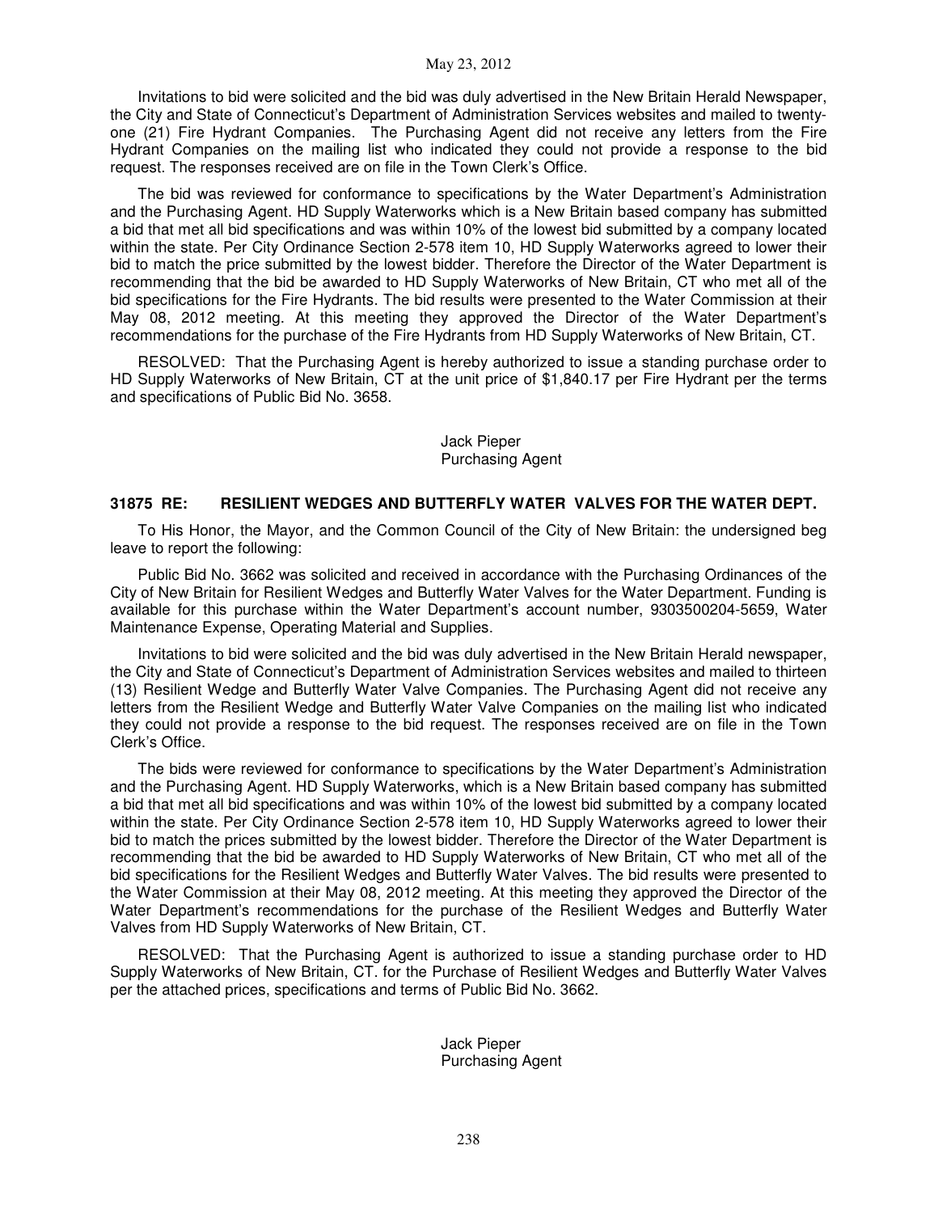Invitations to bid were solicited and the bid was duly advertised in the New Britain Herald Newspaper, the City and State of Connecticut's Department of Administration Services websites and mailed to twenty-one (21) Fire Hydrant Companies. The Purchasing Agent did not receive any letters from the Fire Hydrant Companies on the mailing list who indicated they could not provide a response to the bid request. The responses received are on file in the Town Clerk's Office.

The bid was reviewed for conformance to specifications by the Water Department's Administration and the Purchasing Agent. HD Supply Waterworks which is a New Britain based company has submitted a bid that met all bid specifications and was within 10% of the lowest bid submitted by a company located within the state. Per City Ordinance Section 2-578 item 10, HD Supply Waterworks agreed to lower their bid to match the price submitted by the lowest bidder. Therefore the Director of the Water Department is recommending that the bid be awarded to HD Supply Waterworks of New Britain, CT who met all of the bid specifications for the Fire Hydrants. The bid results were presented to the Water Commission at their May 08, 2012 meeting. At this meeting they approved the Director of the Water Department's recommendations for the purchase of the Fire Hydrants from HD Supply Waterworks of New Britain, CT.

RESOLVED: That the Purchasing Agent is hereby authorized to issue a standing purchase order to HD Supply Waterworks of New Britain, CT at the unit price of $1,840.17 per Fire Hydrant per the terms and specifications of Public Bid No. 3658.

Jack Pieper
Purchasing Agent

**31875 RE: RESILIENT WEDGES AND BUTTERFLY WATER VALVES FOR THE WATER DEPT.**

To His Honor, the Mayor, and the Common Council of the City of New Britain: the undersigned beg leave to report the following:

Public Bid No. 3662 was solicited and received in accordance with the Purchasing Ordinances of the City of New Britain for Resilient Wedges and Butterfly Water Valves for the Water Department. Funding is available for this purchase within the Water Department's account number, 9303500204-5659, Water Maintenance Expense, Operating Material and Supplies.

Invitations to bid were solicited and the bid was duly advertised in the New Britain Herald newspaper, the City and State of Connecticut's Department of Administration Services websites and mailed to thirteen (13) Resilient Wedge and Butterfly Water Valve Companies. The Purchasing Agent did not receive any letters from the Resilient Wedge and Butterfly Water Valve Companies on the mailing list who indicated they could not provide a response to the bid request. The responses received are on file in the Town Clerk's Office.

The bids were reviewed for conformance to specifications by the Water Department's Administration and the Purchasing Agent. HD Supply Waterworks, which is a New Britain based company has submitted a bid that met all bid specifications and was within 10% of the lowest bid submitted by a company located within the state. Per City Ordinance Section 2-578 item 10, HD Supply Waterworks agreed to lower their bid to match the prices submitted by the lowest bidder. Therefore the Director of the Water Department is recommending that the bid be awarded to HD Supply Waterworks of New Britain, CT who met all of the bid specifications for the Resilient Wedges and Butterfly Water Valves. The bid results were presented to the Water Commission at their May 08, 2012 meeting. At this meeting they approved the Director of the Water Department's recommendations for the purchase of the Resilient Wedges and Butterfly Water Valves from HD Supply Waterworks of New Britain, CT.

RESOLVED: That the Purchasing Agent is authorized to issue a standing purchase order to HD Supply Waterworks of New Britain, CT. for the Purchase of Resilient Wedges and Butterfly Water Valves per the attached prices, specifications and terms of Public Bid No. 3662.

Jack Pieper
Purchasing Agent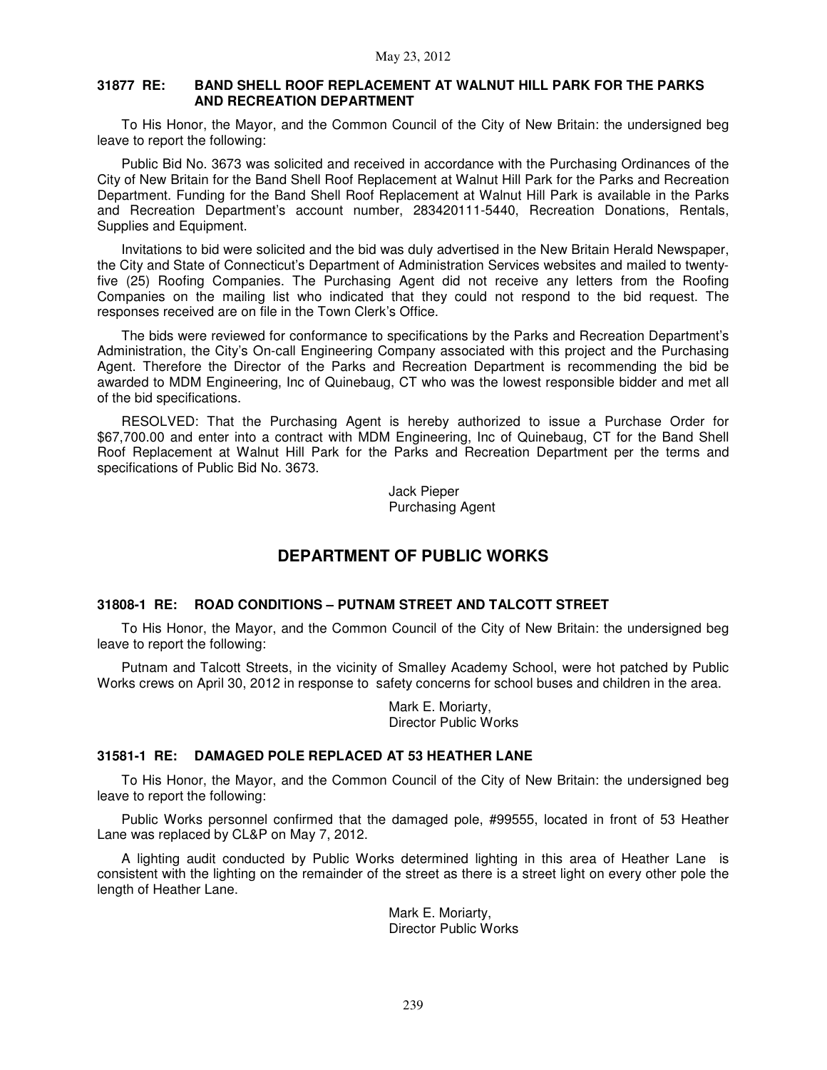### 31877 RE: BAND SHELL ROOF REPLACEMENT AT WALNUT HILL PARK FOR THE PARKS AND RECREATION DEPARTMENT

To His Honor, the Mayor, and the Common Council of the City of New Britain: the undersigned beg leave to report the following:

Public Bid No. 3673 was solicited and received in accordance with the Purchasing Ordinances of the City of New Britain for the Band Shell Roof Replacement at Walnut Hill Park for the Parks and Recreation Department. Funding for the Band Shell Roof Replacement at Walnut Hill Park is available in the Parks and Recreation Department's account number, 283420111-5440, Recreation Donations, Rentals, Supplies and Equipment.

Invitations to bid were solicited and the bid was duly advertised in the New Britain Herald Newspaper, the City and State of Connecticut's Department of Administration Services websites and mailed to twenty-five (25) Roofing Companies. The Purchasing Agent did not receive any letters from the Roofing Companies on the mailing list who indicated that they could not respond to the bid request. The responses received are on file in the Town Clerk's Office.

The bids were reviewed for conformance to specifications by the Parks and Recreation Department's Administration, the City's On-call Engineering Company associated with this project and the Purchasing Agent. Therefore the Director of the Parks and Recreation Department is recommending the bid be awarded to MDM Engineering, Inc of Quinebaug, CT who was the lowest responsible bidder and met all of the bid specifications.

RESOLVED: That the Purchasing Agent is hereby authorized to issue a Purchase Order for $67,700.00 and enter into a contract with MDM Engineering, Inc of Quinebaug, CT for the Band Shell Roof Replacement at Walnut Hill Park for the Parks and Recreation Department per the terms and specifications of Public Bid No. 3673.

Jack Pieper
Purchasing Agent

## DEPARTMENT OF PUBLIC WORKS

### 31808-1 RE: ROAD CONDITIONS – PUTNAM STREET AND TALCOTT STREET

To His Honor, the Mayor, and the Common Council of the City of New Britain: the undersigned beg leave to report the following:

Putnam and Talcott Streets, in the vicinity of Smalley Academy School, were hot patched by Public Works crews on April 30, 2012 in response to safety concerns for school buses and children in the area.

Mark E. Moriarty,
Director Public Works

### 31581-1 RE: DAMAGED POLE REPLACED AT 53 HEATHER LANE

To His Honor, the Mayor, and the Common Council of the City of New Britain: the undersigned beg leave to report the following:

Public Works personnel confirmed that the damaged pole, #99555, located in front of 53 Heather Lane was replaced by CL&P on May 7, 2012.

A lighting audit conducted by Public Works determined lighting in this area of Heather Lane is consistent with the lighting on the remainder of the street as there is a street light on every other pole the length of Heather Lane.

Mark E. Moriarty,
Director Public Works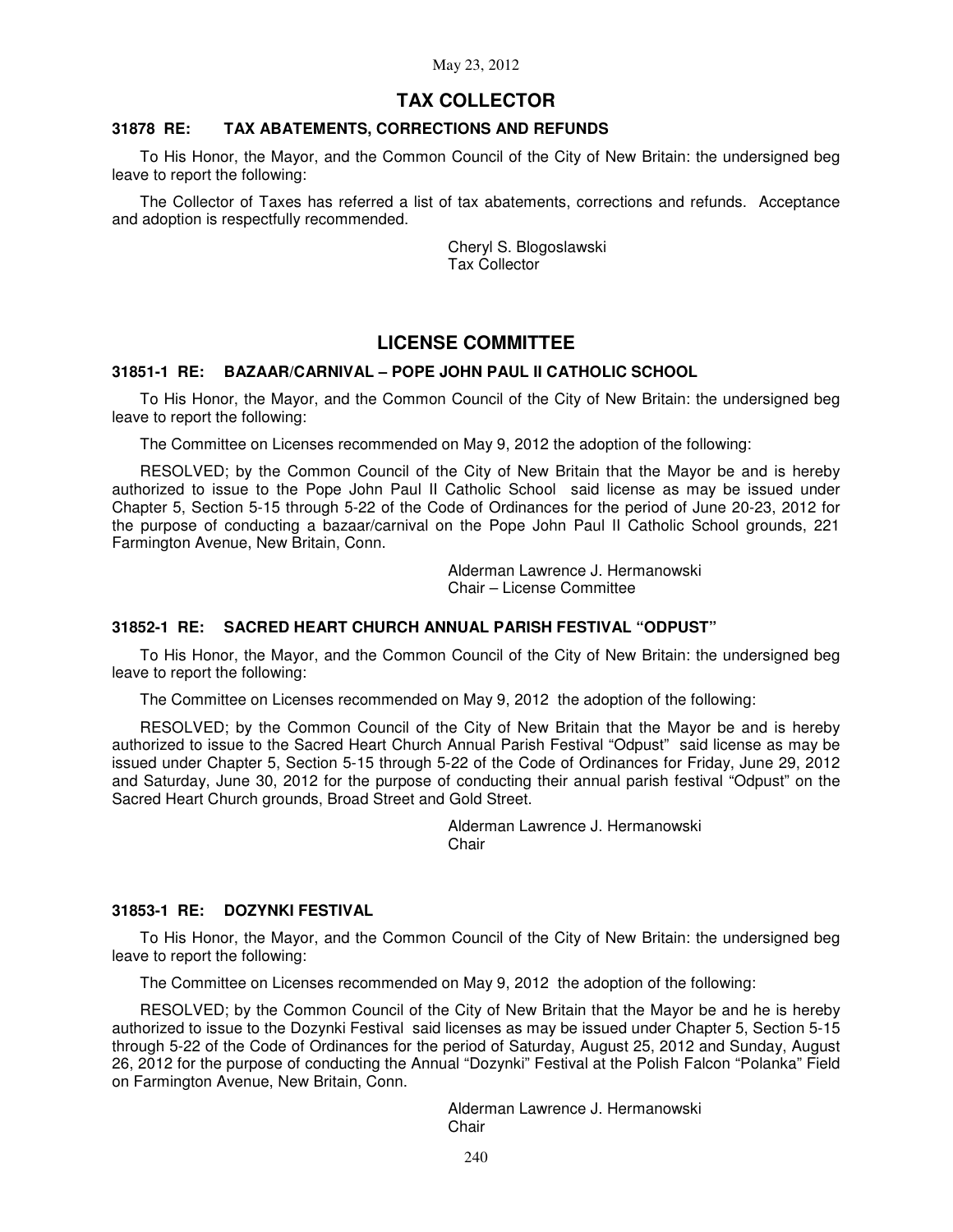## TAX COLLECTOR

### 31878 RE: TAX ABATEMENTS, CORRECTIONS AND REFUNDS

To His Honor, the Mayor, and the Common Council of the City of New Britain: the undersigned beg leave to report the following:

The Collector of Taxes has referred a list of tax abatements, corrections and refunds. Acceptance and adoption is respectfully recommended.

Cheryl S. Blogoslawski
Tax Collector

## LICENSE COMMITTEE

### 31851-1 RE: BAZAAR/CARNIVAL – POPE JOHN PAUL II CATHOLIC SCHOOL

To His Honor, the Mayor, and the Common Council of the City of New Britain: the undersigned beg leave to report the following:

The Committee on Licenses recommended on May 9, 2012 the adoption of the following:

RESOLVED; by the Common Council of the City of New Britain that the Mayor be and is hereby authorized to issue to the Pope John Paul II Catholic School said license as may be issued under Chapter 5, Section 5-15 through 5-22 of the Code of Ordinances for the period of June 20-23, 2012 for the purpose of conducting a bazaar/carnival on the Pope John Paul II Catholic School grounds, 221 Farmington Avenue, New Britain, Conn.

Alderman Lawrence J. Hermanowski
Chair – License Committee

### 31852-1 RE: SACRED HEART CHURCH ANNUAL PARISH FESTIVAL "ODPUST"

To His Honor, the Mayor, and the Common Council of the City of New Britain: the undersigned beg leave to report the following:

The Committee on Licenses recommended on May 9, 2012 the adoption of the following:

RESOLVED; by the Common Council of the City of New Britain that the Mayor be and is hereby authorized to issue to the Sacred Heart Church Annual Parish Festival "Odpust" said license as may be issued under Chapter 5, Section 5-15 through 5-22 of the Code of Ordinances for Friday, June 29, 2012 and Saturday, June 30, 2012 for the purpose of conducting their annual parish festival "Odpust" on the Sacred Heart Church grounds, Broad Street and Gold Street.

Alderman Lawrence J. Hermanowski
Chair

### 31853-1 RE: DOZYNKI FESTIVAL

To His Honor, the Mayor, and the Common Council of the City of New Britain: the undersigned beg leave to report the following:

The Committee on Licenses recommended on May 9, 2012 the adoption of the following:

RESOLVED; by the Common Council of the City of New Britain that the Mayor be and he is hereby authorized to issue to the Dozynki Festival said licenses as may be issued under Chapter 5, Section 5-15 through 5-22 of the Code of Ordinances for the period of Saturday, August 25, 2012 and Sunday, August 26, 2012 for the purpose of conducting the Annual "Dozynki" Festival at the Polish Falcon "Polanka" Field on Farmington Avenue, New Britain, Conn.

Alderman Lawrence J. Hermanowski
Chair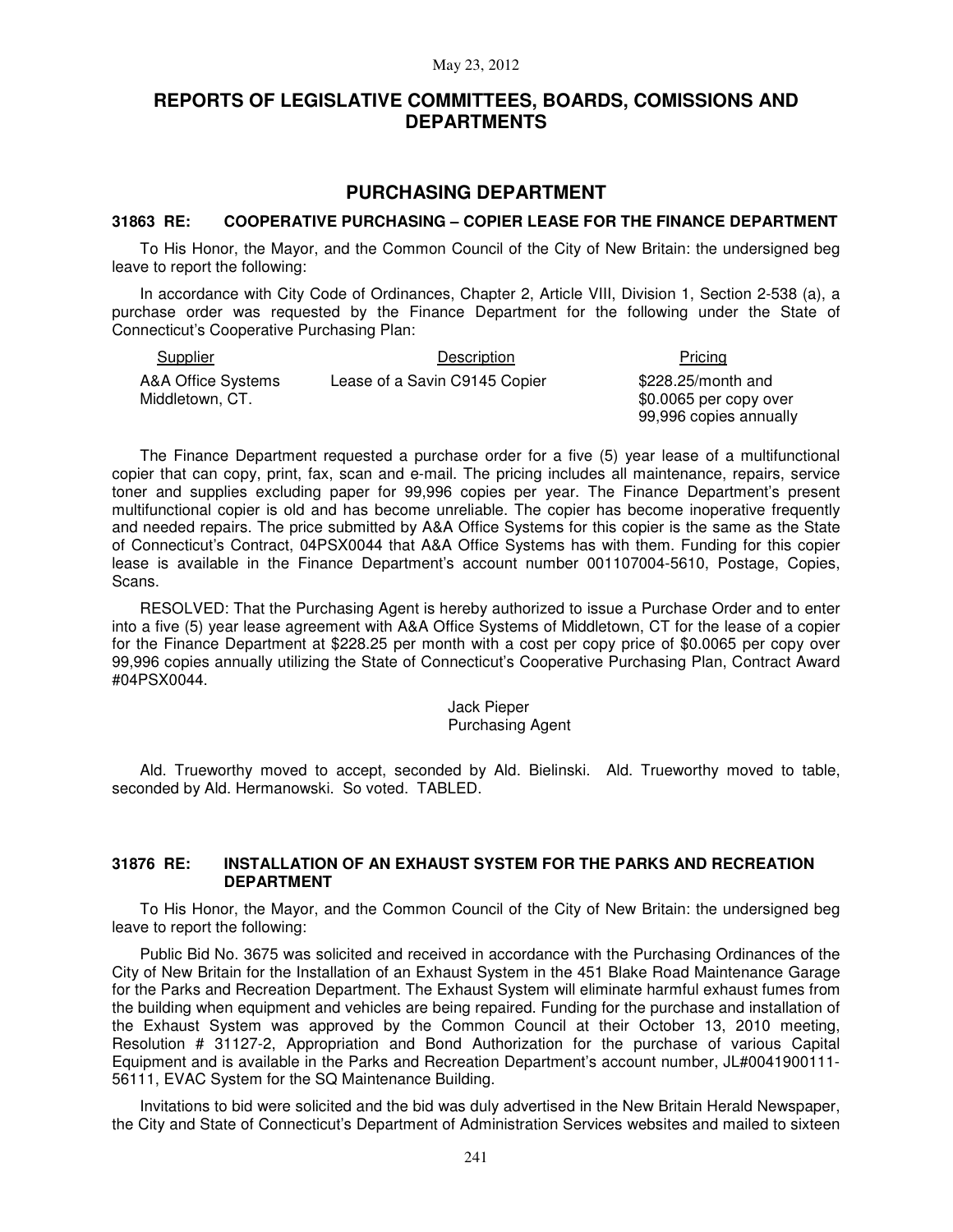# REPORTS OF LEGISLATIVE COMMITTEES, BOARDS, COMISSIONS AND DEPARTMENTS

## PURCHASING DEPARTMENT

### 31863 RE: COOPERATIVE PURCHASING – COPIER LEASE FOR THE FINANCE DEPARTMENT

To His Honor, the Mayor, and the Common Council of the City of New Britain: the undersigned beg leave to report the following:

In accordance with City Code of Ordinances, Chapter 2, Article VIII, Division 1, Section 2-538 (a), a purchase order was requested by the Finance Department for the following under the State of Connecticut's Cooperative Purchasing Plan:

| Supplier | Description | Pricing |
|---|---|---|
| A&A Office Systems Middletown, CT. | Lease of a Savin C9145 Copier | $228.25/month and $0.0065 per copy over 99,996 copies annually |

The Finance Department requested a purchase order for a five (5) year lease of a multifunctional copier that can copy, print, fax, scan and e-mail. The pricing includes all maintenance, repairs, service toner and supplies excluding paper for 99,996 copies per year. The Finance Department's present multifunctional copier is old and has become unreliable. The copier has become inoperative frequently and needed repairs. The price submitted by A&A Office Systems for this copier is the same as the State of Connecticut's Contract, 04PSX0044 that A&A Office Systems has with them. Funding for this copier lease is available in the Finance Department's account number 001107004-5610, Postage, Copies, Scans.

RESOLVED: That the Purchasing Agent is hereby authorized to issue a Purchase Order and to enter into a five (5) year lease agreement with A&A Office Systems of Middletown, CT for the lease of a copier for the Finance Department at $228.25 per month with a cost per copy price of $0.0065 per copy over 99,996 copies annually utilizing the State of Connecticut's Cooperative Purchasing Plan, Contract Award #04PSX0044.

Jack Pieper
Purchasing Agent

Ald. Trueworthy moved to accept, seconded by Ald. Bielinski. Ald. Trueworthy moved to table, seconded by Ald. Hermanowski. So voted. TABLED.

### 31876 RE: INSTALLATION OF AN EXHAUST SYSTEM FOR THE PARKS AND RECREATION DEPARTMENT

To His Honor, the Mayor, and the Common Council of the City of New Britain: the undersigned beg leave to report the following:

Public Bid No. 3675 was solicited and received in accordance with the Purchasing Ordinances of the City of New Britain for the Installation of an Exhaust System in the 451 Blake Road Maintenance Garage for the Parks and Recreation Department. The Exhaust System will eliminate harmful exhaust fumes from the building when equipment and vehicles are being repaired. Funding for the purchase and installation of the Exhaust System was approved by the Common Council at their October 13, 2010 meeting, Resolution # 31127-2, Appropriation and Bond Authorization for the purchase of various Capital Equipment and is available in the Parks and Recreation Department's account number, JL#0041900111-56111, EVAC System for the SQ Maintenance Building.

Invitations to bid were solicited and the bid was duly advertised in the New Britain Herald Newspaper, the City and State of Connecticut's Department of Administration Services websites and mailed to sixteen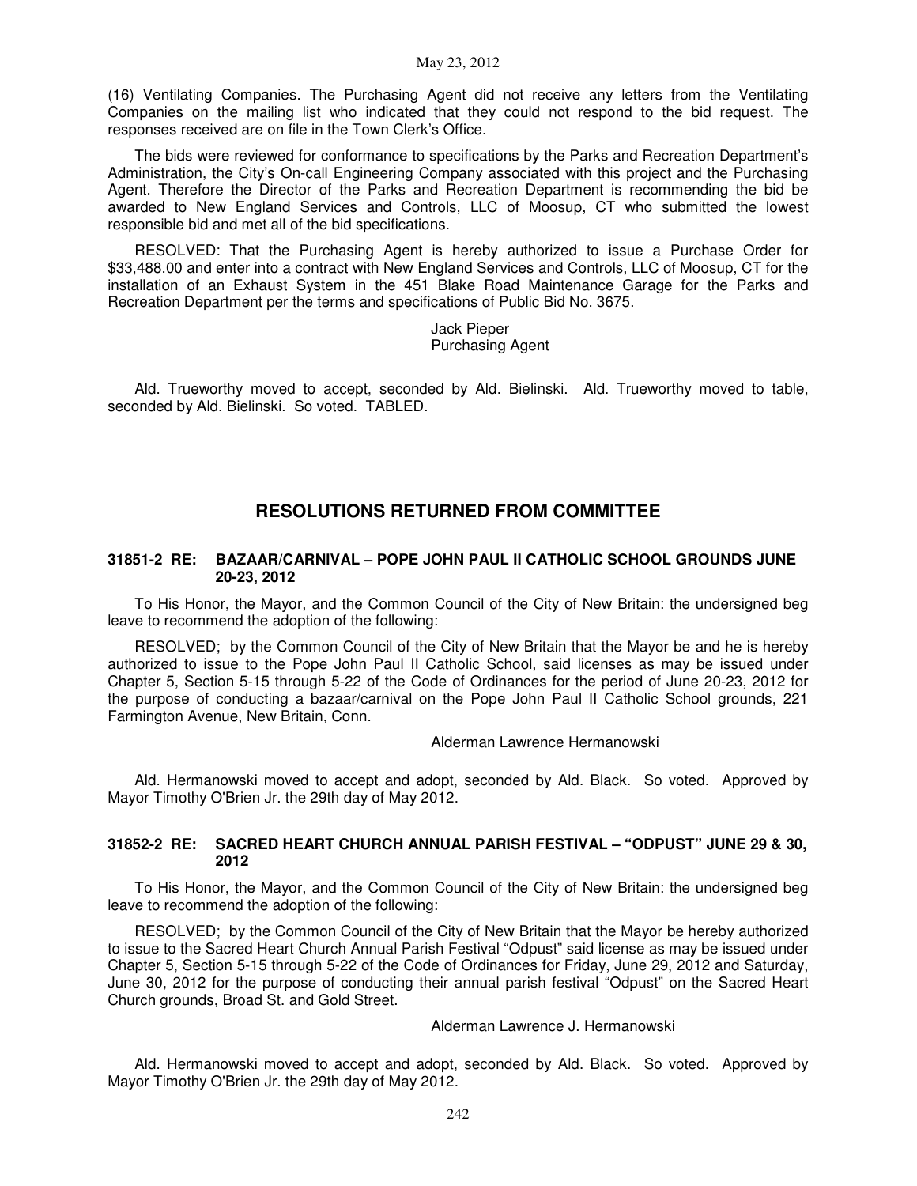(16) Ventilating Companies. The Purchasing Agent did not receive any letters from the Ventilating Companies on the mailing list who indicated that they could not respond to the bid request. The responses received are on file in the Town Clerk's Office.

The bids were reviewed for conformance to specifications by the Parks and Recreation Department's Administration, the City's On-call Engineering Company associated with this project and the Purchasing Agent. Therefore the Director of the Parks and Recreation Department is recommending the bid be awarded to New England Services and Controls, LLC of Moosup, CT who submitted the lowest responsible bid and met all of the bid specifications.

RESOLVED: That the Purchasing Agent is hereby authorized to issue a Purchase Order for $33,488.00 and enter into a contract with New England Services and Controls, LLC of Moosup, CT for the installation of an Exhaust System in the 451 Blake Road Maintenance Garage for the Parks and Recreation Department per the terms and specifications of Public Bid No. 3675.

Jack Pieper
Purchasing Agent

Ald. Trueworthy moved to accept, seconded by Ald. Bielinski. Ald. Trueworthy moved to table, seconded by Ald. Bielinski. So voted. TABLED.

## RESOLUTIONS RETURNED FROM COMMITTEE

### 31851-2 RE: BAZAAR/CARNIVAL – POPE JOHN PAUL II CATHOLIC SCHOOL GROUNDS JUNE 20-23, 2012

To His Honor, the Mayor, and the Common Council of the City of New Britain: the undersigned beg leave to recommend the adoption of the following:

RESOLVED; by the Common Council of the City of New Britain that the Mayor be and he is hereby authorized to issue to the Pope John Paul II Catholic School, said licenses as may be issued under Chapter 5, Section 5-15 through 5-22 of the Code of Ordinances for the period of June 20-23, 2012 for the purpose of conducting a bazaar/carnival on the Pope John Paul II Catholic School grounds, 221 Farmington Avenue, New Britain, Conn.

Alderman Lawrence Hermanowski

Ald. Hermanowski moved to accept and adopt, seconded by Ald. Black. So voted. Approved by Mayor Timothy O'Brien Jr. the 29th day of May 2012.

### 31852-2 RE: SACRED HEART CHURCH ANNUAL PARISH FESTIVAL – "ODPUST" JUNE 29 & 30, 2012

To His Honor, the Mayor, and the Common Council of the City of New Britain: the undersigned beg leave to recommend the adoption of the following:

RESOLVED; by the Common Council of the City of New Britain that the Mayor be hereby authorized to issue to the Sacred Heart Church Annual Parish Festival "Odpust" said license as may be issued under Chapter 5, Section 5-15 through 5-22 of the Code of Ordinances for Friday, June 29, 2012 and Saturday, June 30, 2012 for the purpose of conducting their annual parish festival "Odpust" on the Sacred Heart Church grounds, Broad St. and Gold Street.

Alderman Lawrence J. Hermanowski

Ald. Hermanowski moved to accept and adopt, seconded by Ald. Black. So voted. Approved by Mayor Timothy O'Brien Jr. the 29th day of May 2012.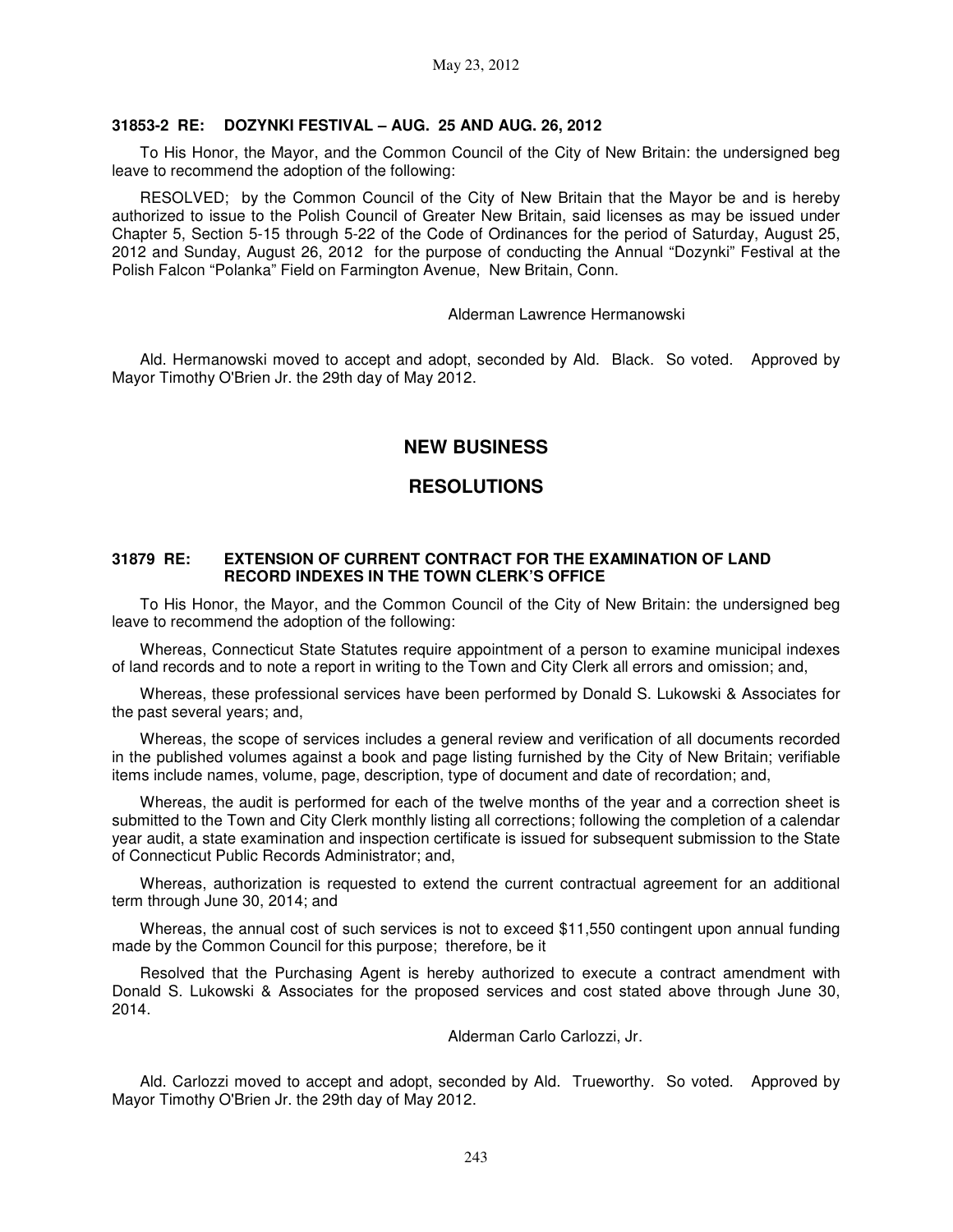### 31853-2 RE: DOZYNKI FESTIVAL – AUG. 25 AND AUG. 26, 2012

To His Honor, the Mayor, and the Common Council of the City of New Britain: the undersigned beg leave to recommend the adoption of the following:

RESOLVED; by the Common Council of the City of New Britain that the Mayor be and is hereby authorized to issue to the Polish Council of Greater New Britain, said licenses as may be issued under Chapter 5, Section 5-15 through 5-22 of the Code of Ordinances for the period of Saturday, August 25, 2012 and Sunday, August 26, 2012 for the purpose of conducting the Annual "Dozynki" Festival at the Polish Falcon "Polanka" Field on Farmington Avenue, New Britain, Conn.

Alderman Lawrence Hermanowski

Ald. Hermanowski moved to accept and adopt, seconded by Ald. Black. So voted. Approved by Mayor Timothy O'Brien Jr. the 29th day of May 2012.

## NEW BUSINESS

## RESOLUTIONS

### 31879 RE: EXTENSION OF CURRENT CONTRACT FOR THE EXAMINATION OF LAND RECORD INDEXES IN THE TOWN CLERK'S OFFICE

To His Honor, the Mayor, and the Common Council of the City of New Britain: the undersigned beg leave to recommend the adoption of the following:

Whereas, Connecticut State Statutes require appointment of a person to examine municipal indexes of land records and to note a report in writing to the Town and City Clerk all errors and omission; and,

Whereas, these professional services have been performed by Donald S. Lukowski & Associates for the past several years; and,

Whereas, the scope of services includes a general review and verification of all documents recorded in the published volumes against a book and page listing furnished by the City of New Britain; verifiable items include names, volume, page, description, type of document and date of recordation; and,

Whereas, the audit is performed for each of the twelve months of the year and a correction sheet is submitted to the Town and City Clerk monthly listing all corrections; following the completion of a calendar year audit, a state examination and inspection certificate is issued for subsequent submission to the State of Connecticut Public Records Administrator; and,

Whereas, authorization is requested to extend the current contractual agreement for an additional term through June 30, 2014; and

Whereas, the annual cost of such services is not to exceed $11,550 contingent upon annual funding made by the Common Council for this purpose; therefore, be it

Resolved that the Purchasing Agent is hereby authorized to execute a contract amendment with Donald S. Lukowski & Associates for the proposed services and cost stated above through June 30, 2014.

Alderman Carlo Carlozzi, Jr.

Ald. Carlozzi moved to accept and adopt, seconded by Ald. Trueworthy. So voted. Approved by Mayor Timothy O'Brien Jr. the 29th day of May 2012.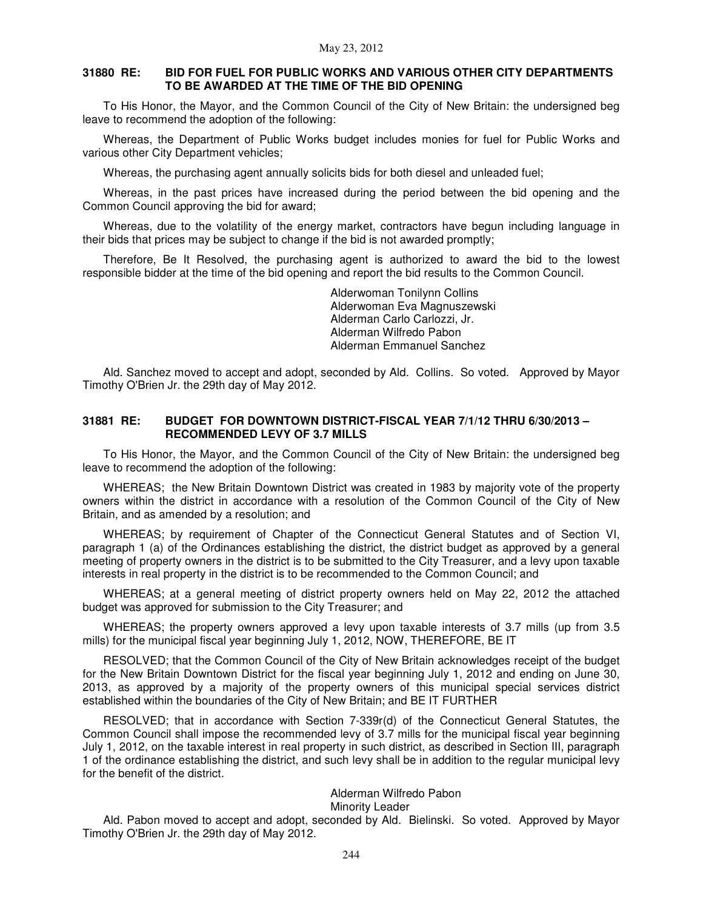### 31880 RE: BID FOR FUEL FOR PUBLIC WORKS AND VARIOUS OTHER CITY DEPARTMENTS TO BE AWARDED AT THE TIME OF THE BID OPENING

To His Honor, the Mayor, and the Common Council of the City of New Britain: the undersigned beg leave to recommend the adoption of the following:

Whereas, the Department of Public Works budget includes monies for fuel for Public Works and various other City Department vehicles;

Whereas, the purchasing agent annually solicits bids for both diesel and unleaded fuel;

Whereas, in the past prices have increased during the period between the bid opening and the Common Council approving the bid for award;

Whereas, due to the volatility of the energy market, contractors have begun including language in their bids that prices may be subject to change if the bid is not awarded promptly;

Therefore, Be It Resolved, the purchasing agent is authorized to award the bid to the lowest responsible bidder at the time of the bid opening and report the bid results to the Common Council.

Alderwoman Tonilynn Collins
Alderwoman Eva Magnuszewski
Alderman Carlo Carlozzi, Jr.
Alderman Wilfredo Pabon
Alderman Emmanuel Sanchez

Ald. Sanchez moved to accept and adopt, seconded by Ald. Collins. So voted. Approved by Mayor Timothy O'Brien Jr. the 29th day of May 2012.

### 31881 RE: BUDGET FOR DOWNTOWN DISTRICT-FISCAL YEAR 7/1/12 THRU 6/30/2013 – RECOMMENDED LEVY OF 3.7 MILLS

To His Honor, the Mayor, and the Common Council of the City of New Britain: the undersigned beg leave to recommend the adoption of the following:

WHEREAS; the New Britain Downtown District was created in 1983 by majority vote of the property owners within the district in accordance with a resolution of the Common Council of the City of New Britain, and as amended by a resolution; and

WHEREAS; by requirement of Chapter of the Connecticut General Statutes and of Section VI, paragraph 1 (a) of the Ordinances establishing the district, the district budget as approved by a general meeting of property owners in the district is to be submitted to the City Treasurer, and a levy upon taxable interests in real property in the district is to be recommended to the Common Council; and

WHEREAS; at a general meeting of district property owners held on May 22, 2012 the attached budget was approved for submission to the City Treasurer; and

WHEREAS; the property owners approved a levy upon taxable interests of 3.7 mills (up from 3.5 mills) for the municipal fiscal year beginning July 1, 2012, NOW, THEREFORE, BE IT

RESOLVED; that the Common Council of the City of New Britain acknowledges receipt of the budget for the New Britain Downtown District for the fiscal year beginning July 1, 2012 and ending on June 30, 2013, as approved by a majority of the property owners of this municipal special services district established within the boundaries of the City of New Britain; and BE IT FURTHER

RESOLVED; that in accordance with Section 7-339r(d) of the Connecticut General Statutes, the Common Council shall impose the recommended levy of 3.7 mills for the municipal fiscal year beginning July 1, 2012, on the taxable interest in real property in such district, as described in Section III, paragraph 1 of the ordinance establishing the district, and such levy shall be in addition to the regular municipal levy for the benefit of the district.

Alderman Wilfredo Pabon
Minority Leader

Ald. Pabon moved to accept and adopt, seconded by Ald. Bielinski. So voted. Approved by Mayor Timothy O'Brien Jr. the 29th day of May 2012.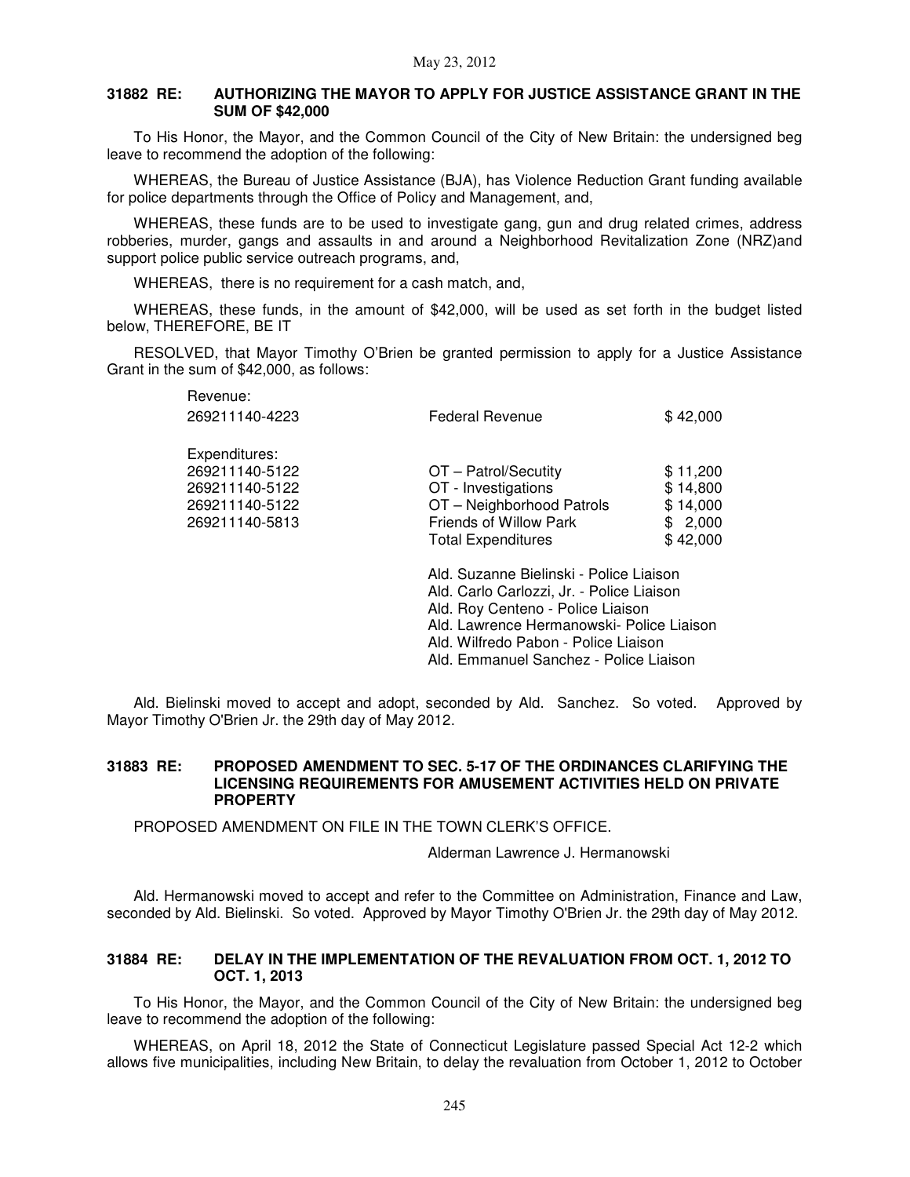**31882 RE: AUTHORIZING THE MAYOR TO APPLY FOR JUSTICE ASSISTANCE GRANT IN THE SUM OF $42,000**

To His Honor, the Mayor, and the Common Council of the City of New Britain: the undersigned beg leave to recommend the adoption of the following:

WHEREAS, the Bureau of Justice Assistance (BJA), has Violence Reduction Grant funding available for police departments through the Office of Policy and Management, and,

WHEREAS, these funds are to be used to investigate gang, gun and drug related crimes, address robberies, murder, gangs and assaults in and around a Neighborhood Revitalization Zone (NRZ)and support police public service outreach programs, and,

WHEREAS, there is no requirement for a cash match, and,

WHEREAS, these funds, in the amount of $42,000, will be used as set forth in the budget listed below, THEREFORE, BE IT

RESOLVED, that Mayor Timothy O'Brien be granted permission to apply for a Justice Assistance Grant in the sum of $42,000, as follows:

| | | |
|---|---|---|
| Revenue: | | |
| 269211140-4223 | Federal Revenue | $ 42,000 |
| | | |
| Expenditures: | | |
| 269211140-5122 | OT – Patrol/Secutity | $ 11,200 |
| 269211140-5122 | OT - Investigations | $ 14,800 |
| 269211140-5122 | OT – Neighborhood Patrols | $ 14,000 |
| 269211140-5813 | Friends of Willow Park | $ 2,000 |
| | Total Expenditures | $ 42,000 |

Ald. Suzanne Bielinski - Police Liaison
Ald. Carlo Carlozzi, Jr. - Police Liaison
Ald. Roy Centeno - Police Liaison
Ald. Lawrence Hermanowski- Police Liaison
Ald. Wilfredo Pabon - Police Liaison
Ald. Emmanuel Sanchez - Police Liaison

Ald. Bielinski moved to accept and adopt, seconded by Ald. Sanchez. So voted. Approved by Mayor Timothy O'Brien Jr. the 29th day of May 2012.

**31883 RE: PROPOSED AMENDMENT TO SEC. 5-17 OF THE ORDINANCES CLARIFYING THE LICENSING REQUIREMENTS FOR AMUSEMENT ACTIVITIES HELD ON PRIVATE PROPERTY**

PROPOSED AMENDMENT ON FILE IN THE TOWN CLERK'S OFFICE.

Alderman Lawrence J. Hermanowski

Ald. Hermanowski moved to accept and refer to the Committee on Administration, Finance and Law, seconded by Ald. Bielinski. So voted. Approved by Mayor Timothy O'Brien Jr. the 29th day of May 2012.

**31884 RE: DELAY IN THE IMPLEMENTATION OF THE REVALUATION FROM OCT. 1, 2012 TO OCT. 1, 2013**

To His Honor, the Mayor, and the Common Council of the City of New Britain: the undersigned beg leave to recommend the adoption of the following:

WHEREAS, on April 18, 2012 the State of Connecticut Legislature passed Special Act 12-2 which allows five municipalities, including New Britain, to delay the revaluation from October 1, 2012 to October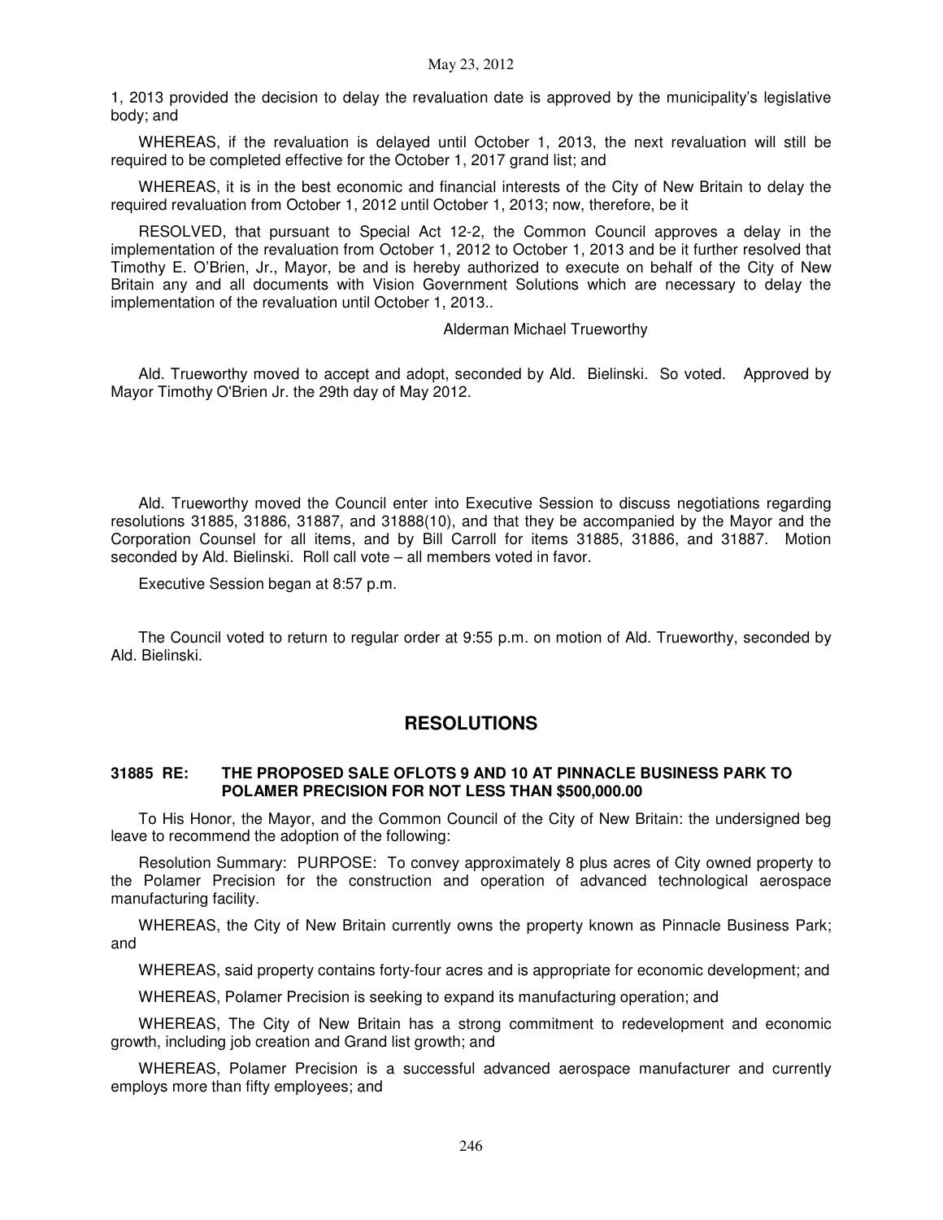1, 2013 provided the decision to delay the revaluation date is approved by the municipality's legislative body; and

WHEREAS, if the revaluation is delayed until October 1, 2013, the next revaluation will still be required to be completed effective for the October 1, 2017 grand list; and

WHEREAS, it is in the best economic and financial interests of the City of New Britain to delay the required revaluation from October 1, 2012 until October 1, 2013; now, therefore, be it

RESOLVED, that pursuant to Special Act 12-2, the Common Council approves a delay in the implementation of the revaluation from October 1, 2012 to October 1, 2013 and be it further resolved that Timothy E. O'Brien, Jr., Mayor, be and is hereby authorized to execute on behalf of the City of New Britain any and all documents with Vision Government Solutions which are necessary to delay the implementation of the revaluation until October 1, 2013..

Alderman Michael Trueworthy

Ald. Trueworthy moved to accept and adopt, seconded by Ald. Bielinski. So voted. Approved by Mayor Timothy O'Brien Jr. the 29th day of May 2012.

Ald. Trueworthy moved the Council enter into Executive Session to discuss negotiations regarding resolutions 31885, 31886, 31887, and 31888(10), and that they be accompanied by the Mayor and the Corporation Counsel for all items, and by Bill Carroll for items 31885, 31886, and 31887. Motion seconded by Ald. Bielinski. Roll call vote – all members voted in favor.

Executive Session began at 8:57 p.m.

The Council voted to return to regular order at 9:55 p.m. on motion of Ald. Trueworthy, seconded by Ald. Bielinski.

## RESOLUTIONS

### 31885 RE: THE PROPOSED SALE OFLOTS 9 AND 10 AT PINNACLE BUSINESS PARK TO POLAMER PRECISION FOR NOT LESS THAN $500,000.00

To His Honor, the Mayor, and the Common Council of the City of New Britain: the undersigned beg leave to recommend the adoption of the following:

Resolution Summary: PURPOSE: To convey approximately 8 plus acres of City owned property to the Polamer Precision for the construction and operation of advanced technological aerospace manufacturing facility.

WHEREAS, the City of New Britain currently owns the property known as Pinnacle Business Park; and

WHEREAS, said property contains forty-four acres and is appropriate for economic development; and

WHEREAS, Polamer Precision is seeking to expand its manufacturing operation; and

WHEREAS, The City of New Britain has a strong commitment to redevelopment and economic growth, including job creation and Grand list growth; and

WHEREAS, Polamer Precision is a successful advanced aerospace manufacturer and currently employs more than fifty employees; and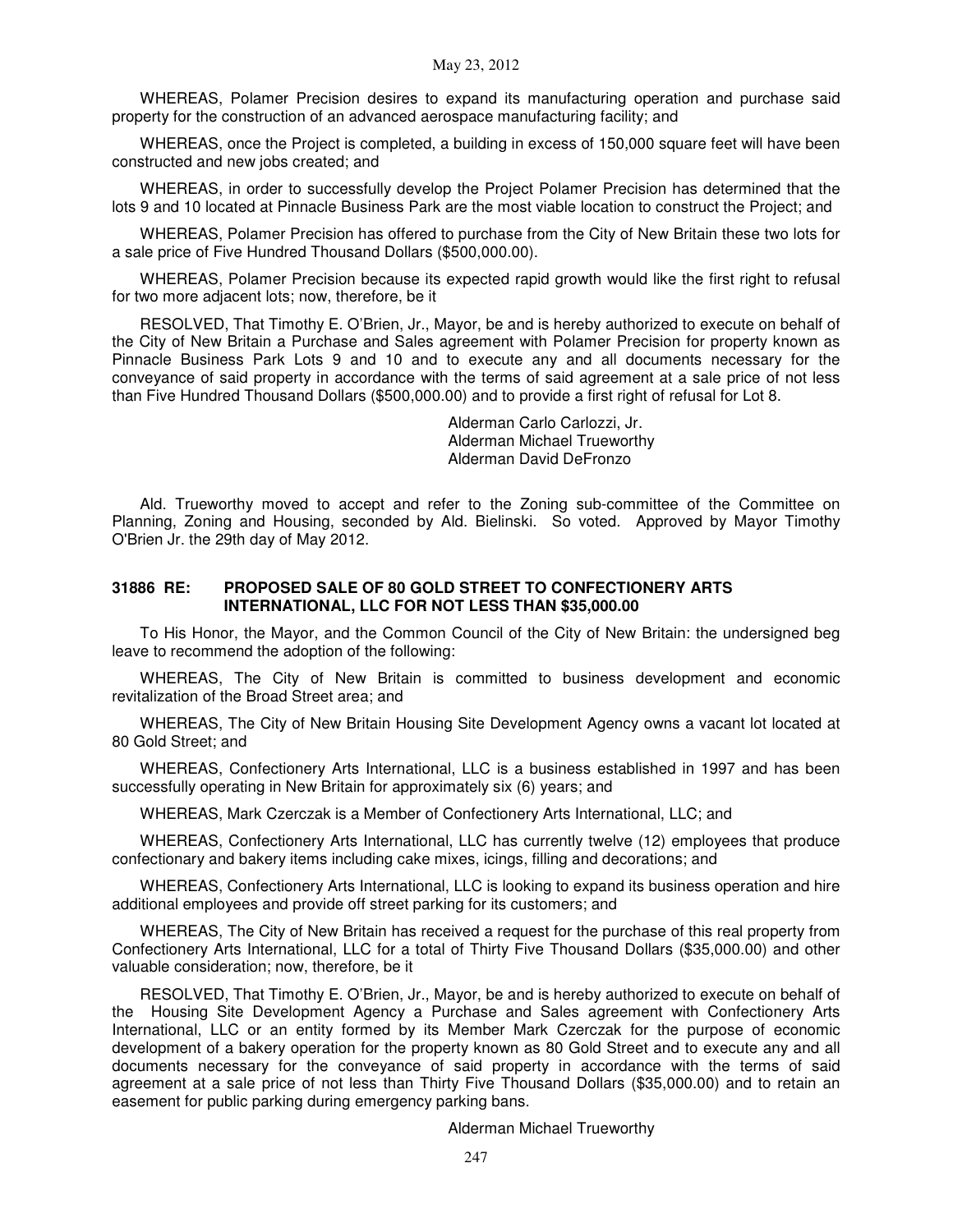WHEREAS, Polamer Precision desires to expand its manufacturing operation and purchase said property for the construction of an advanced aerospace manufacturing facility; and

WHEREAS, once the Project is completed, a building in excess of 150,000 square feet will have been constructed and new jobs created; and

WHEREAS, in order to successfully develop the Project Polamer Precision has determined that the lots 9 and 10 located at Pinnacle Business Park are the most viable location to construct the Project; and

WHEREAS, Polamer Precision has offered to purchase from the City of New Britain these two lots for a sale price of Five Hundred Thousand Dollars ($500,000.00).

WHEREAS, Polamer Precision because its expected rapid growth would like the first right to refusal for two more adjacent lots; now, therefore, be it

RESOLVED, That Timothy E. O'Brien, Jr., Mayor, be and is hereby authorized to execute on behalf of the City of New Britain a Purchase and Sales agreement with Polamer Precision for property known as Pinnacle Business Park Lots 9 and 10 and to execute any and all documents necessary for the conveyance of said property in accordance with the terms of said agreement at a sale price of not less than Five Hundred Thousand Dollars ($500,000.00) and to provide a first right of refusal for Lot 8.

Alderman Carlo Carlozzi, Jr.
Alderman Michael Trueworthy
Alderman David DeFronzo

Ald. Trueworthy moved to accept and refer to the Zoning sub-committee of the Committee on Planning, Zoning and Housing, seconded by Ald. Bielinski. So voted. Approved by Mayor Timothy O'Brien Jr. the 29th day of May 2012.

### 31886 RE: PROPOSED SALE OF 80 GOLD STREET TO CONFECTIONERY ARTS INTERNATIONAL, LLC FOR NOT LESS THAN $35,000.00

To His Honor, the Mayor, and the Common Council of the City of New Britain: the undersigned beg leave to recommend the adoption of the following:

WHEREAS, The City of New Britain is committed to business development and economic revitalization of the Broad Street area; and

WHEREAS, The City of New Britain Housing Site Development Agency owns a vacant lot located at 80 Gold Street; and

WHEREAS, Confectionery Arts International, LLC is a business established in 1997 and has been successfully operating in New Britain for approximately six (6) years; and

WHEREAS, Mark Czerczak is a Member of Confectionery Arts International, LLC; and

WHEREAS, Confectionery Arts International, LLC has currently twelve (12) employees that produce confectionary and bakery items including cake mixes, icings, filling and decorations; and

WHEREAS, Confectionery Arts International, LLC is looking to expand its business operation and hire additional employees and provide off street parking for its customers; and

WHEREAS, The City of New Britain has received a request for the purchase of this real property from Confectionery Arts International, LLC for a total of Thirty Five Thousand Dollars ($35,000.00) and other valuable consideration; now, therefore, be it

RESOLVED, That Timothy E. O'Brien, Jr., Mayor, be and is hereby authorized to execute on behalf of the Housing Site Development Agency a Purchase and Sales agreement with Confectionery Arts International, LLC or an entity formed by its Member Mark Czerczak for the purpose of economic development of a bakery operation for the property known as 80 Gold Street and to execute any and all documents necessary for the conveyance of said property in accordance with the terms of said agreement at a sale price of not less than Thirty Five Thousand Dollars ($35,000.00) and to retain an easement for public parking during emergency parking bans.

Alderman Michael Trueworthy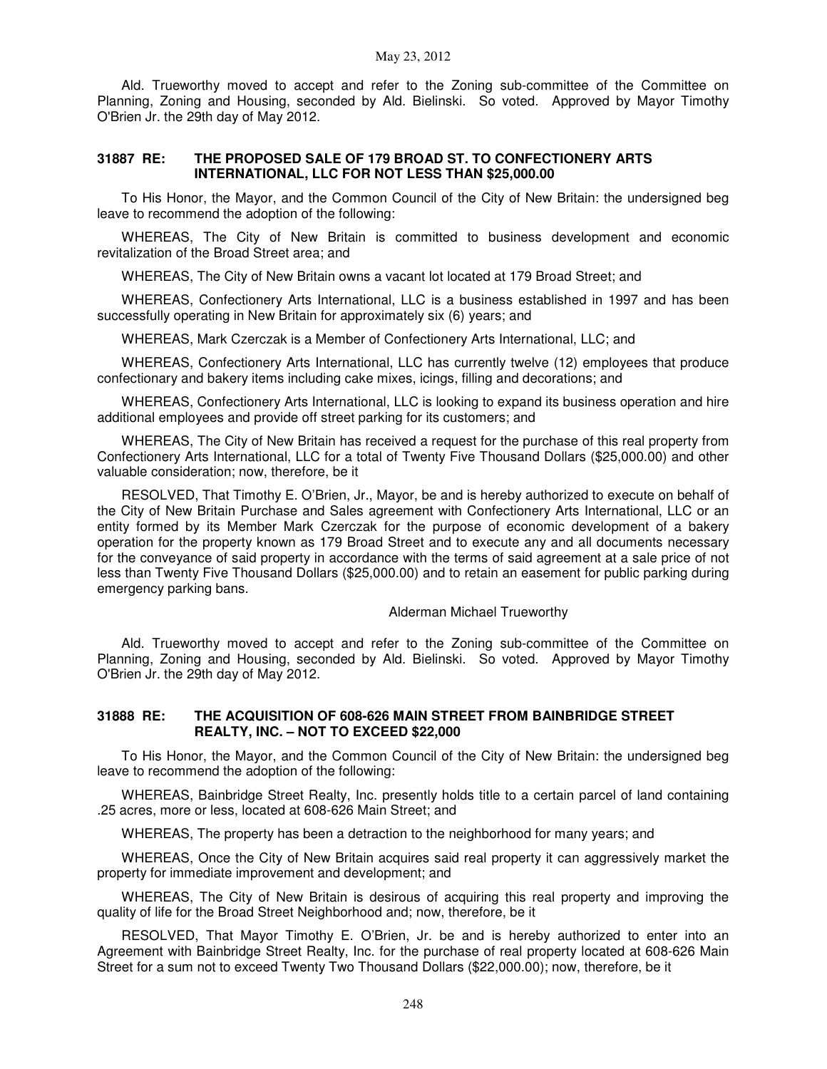Ald. Trueworthy moved to accept and refer to the Zoning sub-committee of the Committee on Planning, Zoning and Housing, seconded by Ald. Bielinski. So voted. Approved by Mayor Timothy O'Brien Jr. the 29th day of May 2012.

**31887 RE: THE PROPOSED SALE OF 179 BROAD ST. TO CONFECTIONERY ARTS INTERNATIONAL, LLC FOR NOT LESS THAN $25,000.00**

To His Honor, the Mayor, and the Common Council of the City of New Britain: the undersigned beg leave to recommend the adoption of the following:

WHEREAS, The City of New Britain is committed to business development and economic revitalization of the Broad Street area; and

WHEREAS, The City of New Britain owns a vacant lot located at 179 Broad Street; and

WHEREAS, Confectionery Arts International, LLC is a business established in 1997 and has been successfully operating in New Britain for approximately six (6) years; and

WHEREAS, Mark Czerczak is a Member of Confectionery Arts International, LLC; and

WHEREAS, Confectionery Arts International, LLC has currently twelve (12) employees that produce confectionary and bakery items including cake mixes, icings, filling and decorations; and

WHEREAS, Confectionery Arts International, LLC is looking to expand its business operation and hire additional employees and provide off street parking for its customers; and

WHEREAS, The City of New Britain has received a request for the purchase of this real property from Confectionery Arts International, LLC for a total of Twenty Five Thousand Dollars ($25,000.00) and other valuable consideration; now, therefore, be it

RESOLVED, That Timothy E. O'Brien, Jr., Mayor, be and is hereby authorized to execute on behalf of the City of New Britain Purchase and Sales agreement with Confectionery Arts International, LLC or an entity formed by its Member Mark Czerczak for the purpose of economic development of a bakery operation for the property known as 179 Broad Street and to execute any and all documents necessary for the conveyance of said property in accordance with the terms of said agreement at a sale price of not less than Twenty Five Thousand Dollars ($25,000.00) and to retain an easement for public parking during emergency parking bans.

Alderman Michael Trueworthy

Ald. Trueworthy moved to accept and refer to the Zoning sub-committee of the Committee on Planning, Zoning and Housing, seconded by Ald. Bielinski. So voted. Approved by Mayor Timothy O'Brien Jr. the 29th day of May 2012.

**31888 RE: THE ACQUISITION OF 608-626 MAIN STREET FROM BAINBRIDGE STREET REALTY, INC. – NOT TO EXCEED $22,000**

To His Honor, the Mayor, and the Common Council of the City of New Britain: the undersigned beg leave to recommend the adoption of the following:

WHEREAS, Bainbridge Street Realty, Inc. presently holds title to a certain parcel of land containing .25 acres, more or less, located at 608-626 Main Street; and

WHEREAS, The property has been a detraction to the neighborhood for many years; and

WHEREAS, Once the City of New Britain acquires said real property it can aggressively market the property for immediate improvement and development; and

WHEREAS, The City of New Britain is desirous of acquiring this real property and improving the quality of life for the Broad Street Neighborhood and; now, therefore, be it

RESOLVED, That Mayor Timothy E. O'Brien, Jr. be and is hereby authorized to enter into an Agreement with Bainbridge Street Realty, Inc. for the purchase of real property located at 608-626 Main Street for a sum not to exceed Twenty Two Thousand Dollars ($22,000.00); now, therefore, be it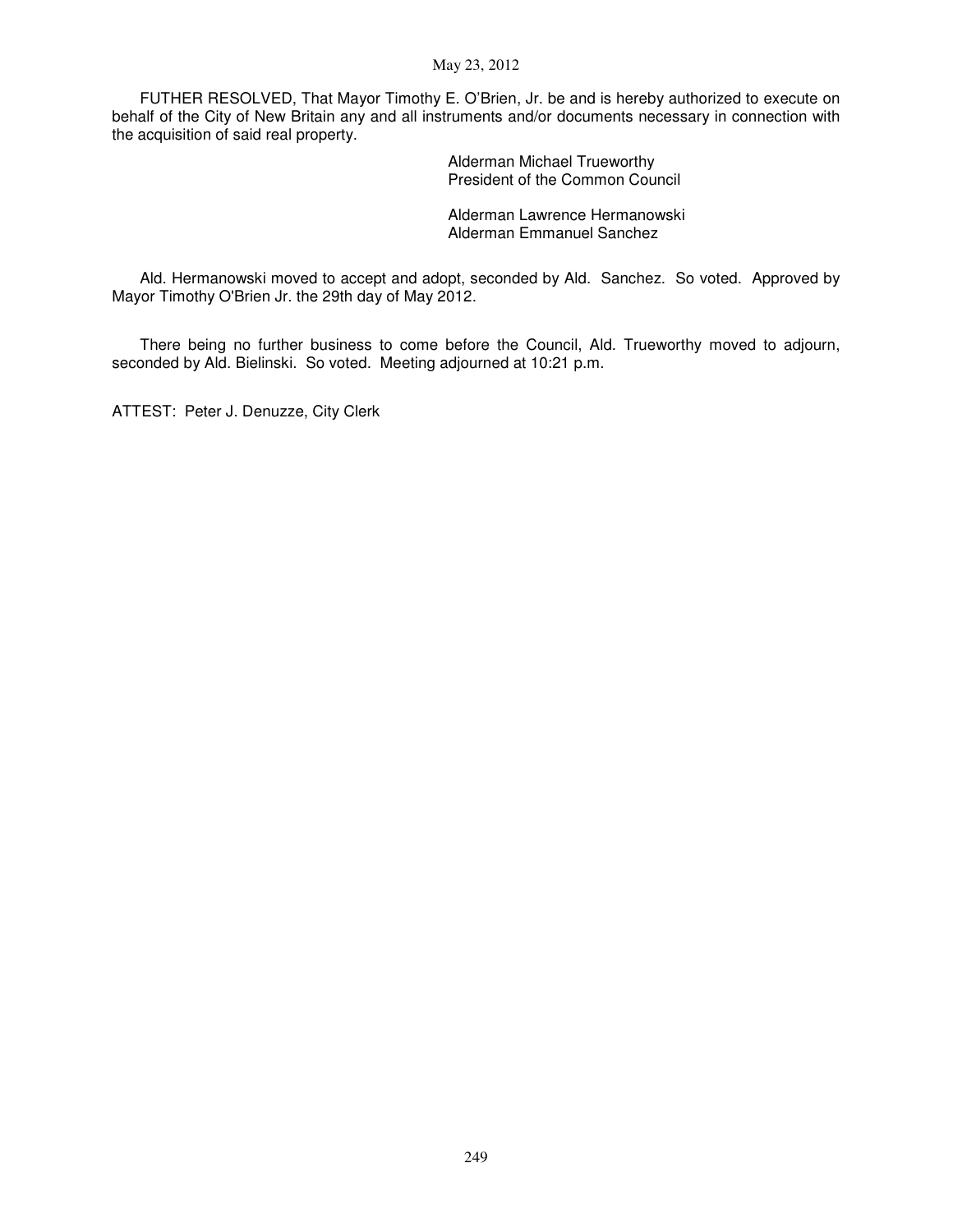FUTHER RESOLVED, That Mayor Timothy E. O'Brien, Jr. be and is hereby authorized to execute on behalf of the City of New Britain any and all instruments and/or documents necessary in connection with the acquisition of said real property.

Alderman Michael Trueworthy
President of the Common Council

Alderman Lawrence Hermanowski
Alderman Emmanuel Sanchez

Ald. Hermanowski moved to accept and adopt, seconded by Ald. Sanchez. So voted. Approved by Mayor Timothy O'Brien Jr. the 29th day of May 2012.

There being no further business to come before the Council, Ald. Trueworthy moved to adjourn, seconded by Ald. Bielinski. So voted. Meeting adjourned at 10:21 p.m.

ATTEST: Peter J. Denuzze, City Clerk